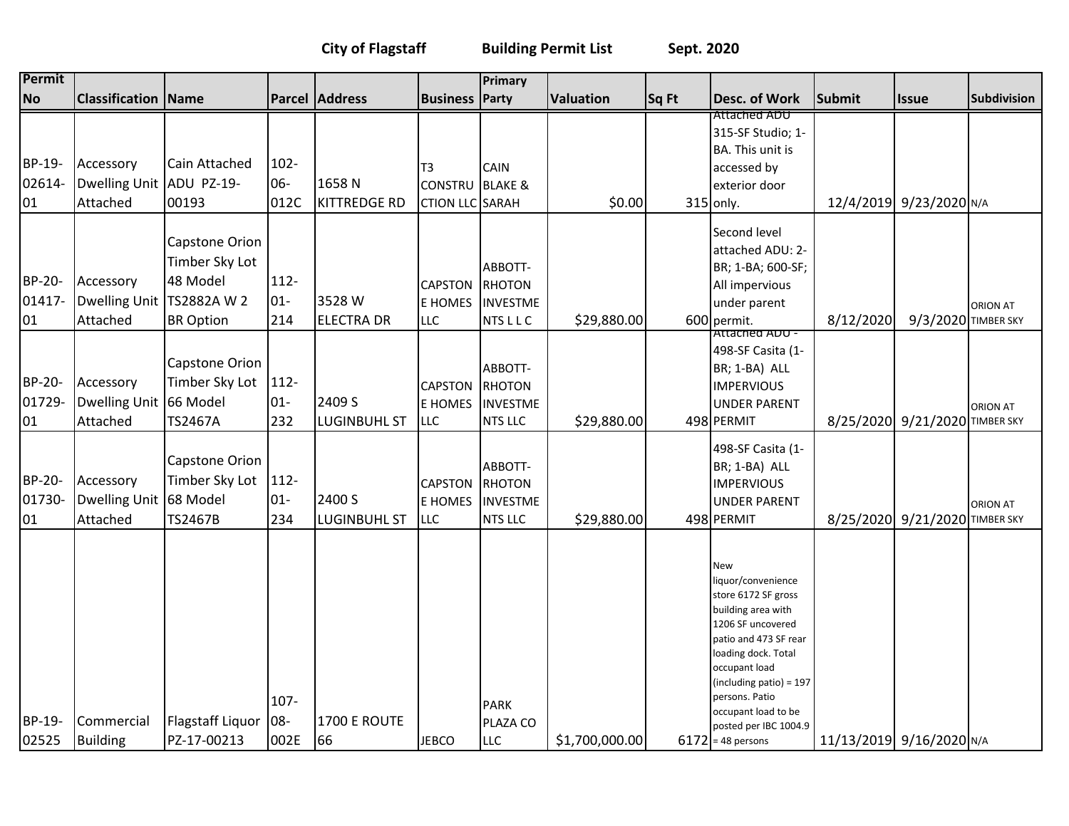**City of Flagstaff Building Permit List Sept. 2020**

| Permit No | Classification | Name | Parcel | Address | Business | Primary Party | Valuation | Sq Ft | Desc. of Work | Submit | Issue | Subdivision |
|---|---|---|---|---|---|---|---|---|---|---|---|---|
| BP-19-02614-01 | Accessory Dwelling Unit Attached | Cain Attached ADU PZ-19-00193 | 102-06-012C | 1658 N KITTREDGE RD | T3 CONSTRUCTION LLC | CAIN BLAKE & SARAH | $0.00 | 315 | Attached ADU 315-SF Studio; 1-BA. This unit is accessed by exterior door only. | 12/4/2019 | 9/23/2020 | N/A |
| BP-20-01417-01 | Accessory Dwelling Unit Attached | Capstone Orion Timber Sky Lot 48 Model TS2882A W 2 BR Option | 112-01-214 | 3528 W ELECTRA DR | CAPSTONE HOMES LLC | ABBOTT-RHOTON INVESTMENTS L L C | $29,880.00 | 600 | Second level attached ADU: 2-BR; 1-BA; 600-SF; All impervious under parent permit. | 8/12/2020 | 9/3/2020 | ORION AT TIMBER SKY |
| BP-20-01729-01 | Accessory Dwelling Unit Attached | Capstone Orion Timber Sky Lot 66 Model TS2467A | 112-01-232 | 2409 S LUGINBUHL ST | CAPSTONE HOMES LLC | ABBOTT-RHOTON INVESTMENTS LLC | $29,880.00 | 498 | Attached ADU - 498-SF Casita (1-BR; 1-BA) ALL IMPERVIOUS UNDER PARENT PERMIT | 8/25/2020 | 9/21/2020 | ORION AT TIMBER SKY |
| BP-20-01730-01 | Accessory Dwelling Unit Attached | Capstone Orion Timber Sky Lot 68 Model TS2467B | 112-01-234 | 2400 S LUGINBUHL ST | CAPSTONE HOMES LLC | ABBOTT-RHOTON INVESTMENTS LLC | $29,880.00 | 498 | 498-SF Casita (1-BR; 1-BA) ALL IMPERVIOUS UNDER PARENT PERMIT | 8/25/2020 | 9/21/2020 | ORION AT TIMBER SKY |
| BP-19-02525 | Commercial Building | Flagstaff Liquor PZ-17-00213 | 107-08-002E | 1700 E ROUTE 66 | JEBCO | PARK PLAZA CO LLC | $1,700,000.00 | 6172 | New liquor/convenience store 6172 SF gross building area with 1206 SF uncovered patio and 473 SF rear loading dock. Total occupant load (including patio) = 197 persons. Patio occupant load to be posted per IBC 1004.9 = 48 persons | 11/13/2019 | 9/16/2020 | N/A |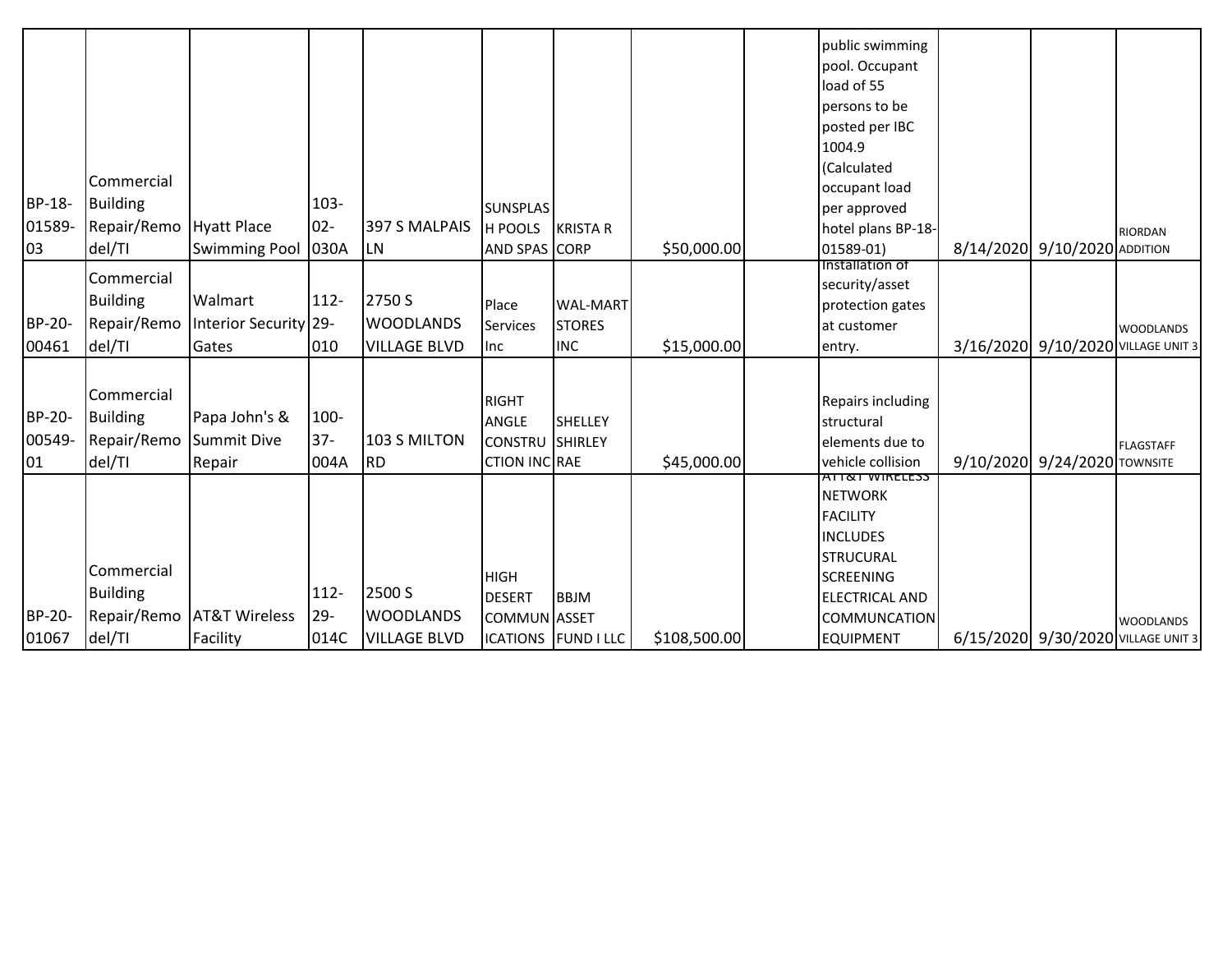| | | | | | | | | | | | | |
|---|---|---|---|---|---|---|---|---|---|---|---|---|
| BP-18-01589-03 | Commercial Building Repair/Remodel/TI | Hyatt Place Swimming Pool | 103-02-030A | 397 S MALPAIS LN | SUNSPLASH POOLS AND SPAS | KRISTA R CORP | $50,000.00 | | public swimming pool. Occupant load of 55 persons to be posted per IBC 1004.9 (Calculated occupant load per approved hotel plans BP-18-01589-01) | 8/14/2020 | 9/10/2020 | RIORDAN ADDITION |
| BP-20-00461 | Commercial Building Repair/Remodel/TI | Walmart Interior Security Gates | 112-29-010 | 2750 S WOODLANDS VILLAGE BLVD | Place Services Inc | WAL-MART STORES INC | $15,000.00 | | Installation of security/asset protection gates at customer entry. | 3/16/2020 | 9/10/2020 | WOODLANDS VILLAGE UNIT 3 |
| BP-20-00549-01 | Commercial Building Repair/Remodel/TI | Papa John's & Summit Dive Repair | 100-37-004A | 103 S MILTON RD | RIGHT ANGLE CONSTRUCTION INC | SHELLEY SHIRLEY RAE | $45,000.00 | | Repairs including structural elements due to vehicle collision | 9/10/2020 | 9/24/2020 | FLAGSTAFF TOWNSITE |
| BP-20-01067 | Commercial Building Repair/Remodel/TI | AT&T Wireless Facility | 112-29-014C | 2500 S WOODLANDS VILLAGE BLVD | HIGH DESERT COMMUNICATIONS | BBJM ASSET FUND I LLC | $108,500.00 | | AT&T WIRELESS NETWORK FACILITY INCLUDES STRUCURAL SCREENING ELECTRICAL AND COMMUNCATION EQUIPMENT | 6/15/2020 | 9/30/2020 | WOODLANDS VILLAGE UNIT 3 |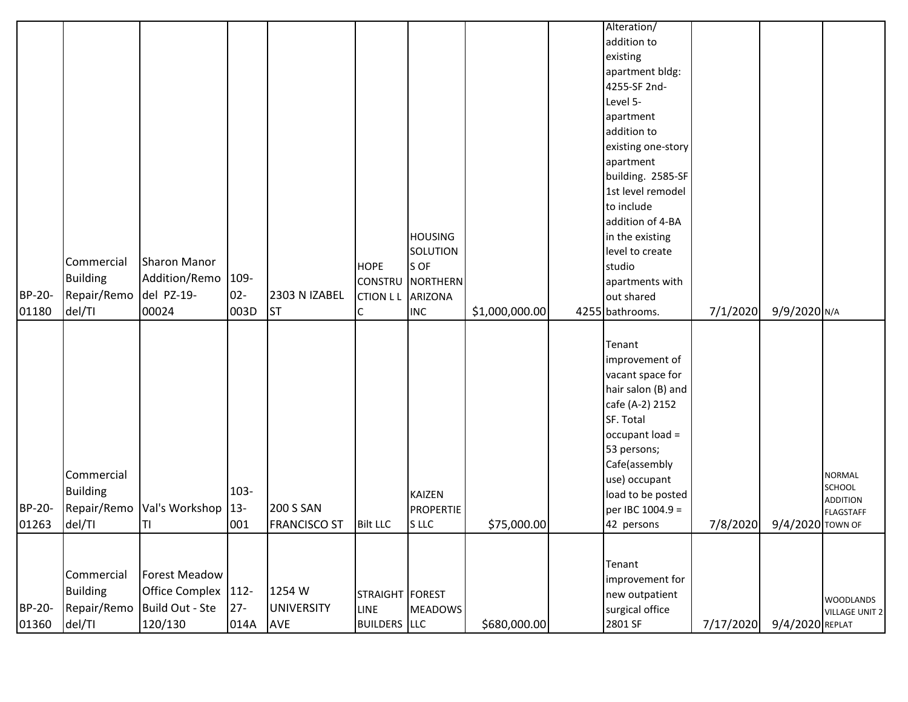| | | | | | | | | | | | | |
|---|---|---|---|---|---|---|---|---|---|---|---|---|
| BP-20-01180 | Commercial Building Repair/Remodel/TI | Sharon Manor Addition/Remodel PZ-19-00024 | 109-02-003D | 2303 N IZABEL ST | HOPE CONSTRUCTION L L C | HOUSING SOLUTIONS OF NORTHERN ARIZONA INC | $1,000,000.00 | 4255 | Alteration/ addition to existing apartment bldg: 4255-SF 2nd-Level 5-apartment addition to existing one-story apartment building. 2585-SF 1st level remodel to include addition of 4-BA in the existing level to create studio apartments with out shared bathrooms. | 7/1/2020 | 9/9/2020 | N/A |
| BP-20-01263 | Commercial Building Repair/Remodel/TI | Val's Workshop TI | 103-13-001 | 200 S SAN FRANCISCO ST | Bilt LLC | KAIZEN PROPERTIES LLC | $75,000.00 | | Tenant improvement of vacant space for hair salon (B) and cafe (A-2) 2152 SF. Total occupant load = 53 persons; Cafe(assembly use) occupant load to be posted per IBC 1004.9 = 42 persons | 7/8/2020 | 9/4/2020 | NORMAL SCHOOL ADDITION FLAGSTAFF TOWN OF |
| BP-20-01360 | Commercial Building Repair/Remodel/TI | Forest Meadow Office Complex Build Out - Ste 120/130 | 112-27-014A | 1254 W UNIVERSITY AVE | STRAIGHT LINE BUILDERS | FOREST MEADOWS LLC | $680,000.00 | | Tenant improvement for new outpatient surgical office 2801 SF | 7/17/2020 | 9/4/2020 | WOODLANDS VILLAGE UNIT 2 REPLAT |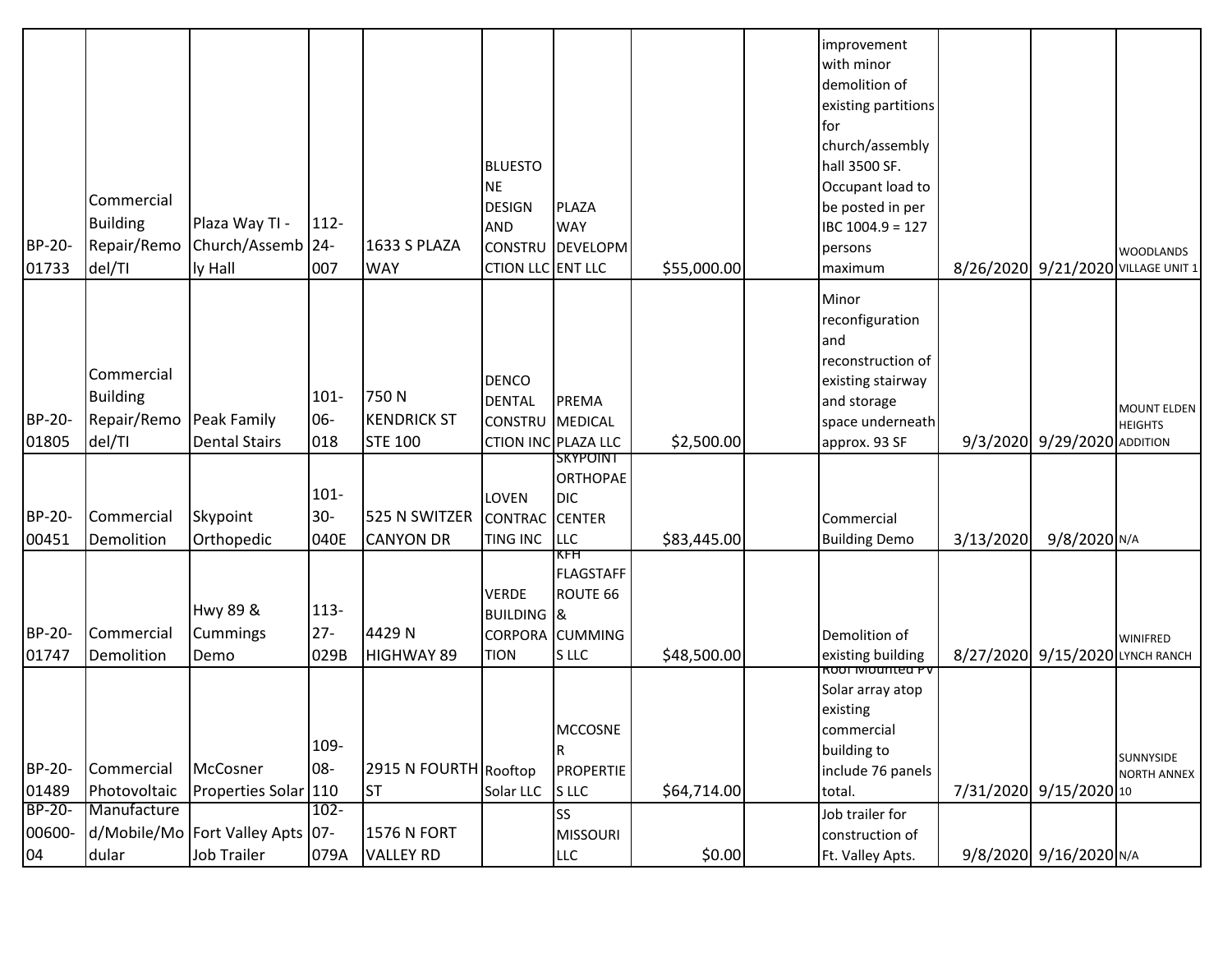| | | | | | | | | | | | | |
|---|---|---|---|---|---|---|---|---|---|---|---|---|
| BP-20-01733 | Commercial Building Repair/Remodel/TI | Plaza Way TI - Church/Assembly Hall | 112-24-007 | 1633 S PLAZA WAY | BLUESTONE DESIGN AND CONSTRUCTION LLC | PLAZA WAY DEVELOPMENT LLC | $55,000.00 | | improvement with minor demolition of existing partitions for church/assembly hall 3500 SF. Occupant load to be posted in per IBC 1004.9 = 127 persons maximum | 8/26/2020 | 9/21/2020 | WOODLANDS VILLAGE UNIT 1 |
| BP-20-01805 | Commercial Building Repair/Remodel/TI | Peak Family Dental Stairs | 101-06-018 | 750 N KENDRICK ST STE 100 | DENCO DENTAL CONSTRUCTION INC | PREMA MEDICAL PLAZA LLC | $2,500.00 | | Minor reconfiguration and reconstruction of existing stairway and storage space underneath approx. 93 SF | 9/3/2020 | 9/29/2020 | MOUNT ELDEN HEIGHTS ADDITION |
| BP-20-00451 | Commercial Demolition | Skypoint Orthopedic | 101-30-040E | 525 N SWITZER CANYON DR | LOVEN CONTRACTING INC | SKYPOINT ORTHOPAEDIC CENTER LLC | $83,445.00 | | Commercial Building Demo | 3/13/2020 | 9/8/2020 | N/A |
| BP-20-01747 | Commercial Demolition | Hwy 89 & Cummings Demo | 113-27-029B | 4429 N HIGHWAY 89 | VERDE BUILDING CORPORATION | KFH FLAGSTAFF ROUTE 66 & CUMMINGS LLC | $48,500.00 | | Demolition of existing building | 8/27/2020 | 9/15/2020 | WINIFRED LYNCH RANCH |
| BP-20-01489 | Commercial Photovoltaic | McCosner Properties Solar | 109-08-110 | 2915 N FOURTH ST | Rooftop Solar LLC | MCCOSNER PROPERTIES LLC | $64,714.00 | | Roof Mounted PV Solar array atop existing commercial building to include 76 panels total. | 7/31/2020 | 9/15/2020 | SUNNYSIDE NORTH ANNEX 10 |
| BP-20-00600-04 | Manufactured/Mobile/Modular | Fort Valley Apts Job Trailer | 102-07-079A | 1576 N FORT VALLEY RD | | SS MISSOURI LLC | $0.00 | | Job trailer for construction of Ft. Valley Apts. | 9/8/2020 | 9/16/2020 | N/A |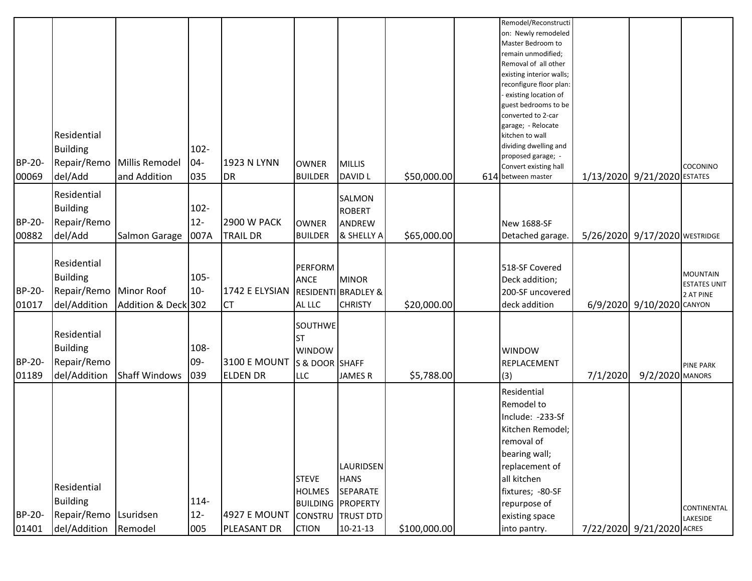| BP-20-00069 | Residential Building Repair/Remodel/Add | Millis Remodel and Addition | 102-04-035 | 1923 N LYNN DR | OWNER BUILDER | MILLIS DAVID L | $50,000.00 | 614 | Remodel/Reconstruction: Newly remodeled Master Bedroom to remain unmodified; Removal of all other existing interior walls; reconfigure floor plan: - existing location of guest bedrooms to be converted to 2-car garage; - Relocate kitchen to wall dividing dwelling and proposed garage; - Convert existing hall between master | 1/13/2020 | 9/21/2020 | COCONINO ESTATES |
|---|---|---|---|---|---|---|---|---|---|---|---|---|
| BP-20-00882 | Residential Building Repair/Remodel/Add | Salmon Garage | 102-12-007A | 2900 W PACK TRAIL DR | OWNER BUILDER | SALMON ROBERT ANDREW & SHELLY A | $65,000.00 | | New 1688-SF Detached garage. | 5/26/2020 | 9/17/2020 | WESTRIDGE |
| BP-20-01017 | Residential Building Repair/Remodel/Addition | Minor Roof Addition & Deck | 105-10-302 | 1742 E ELYSIAN CT | PERFORMANCE RESIDENTIAL LLC | MINOR BRADLEY & CHRISTY | $20,000.00 | | 518-SF Covered Deck addition; 200-SF uncovered deck addition | 6/9/2020 | 9/10/2020 | MOUNTAIN ESTATES UNIT 2 AT PINE CANYON |
| BP-20-01189 | Residential Building Repair/Remodel/Addition | Shaff Windows | 108-09-039 | 3100 E MOUNT ELDEN DR | SOUTHWEST WINDOWS & DOOR LLC | SHAFF JAMES R | $5,788.00 | | WINDOW REPLACEMENT (3) | 7/1/2020 | 9/2/2020 | PINE PARK MANORS |
| BP-20-01401 | Residential Building Repair/Remodel/Addition | Lsuridsen Remodel | 114-12-005 | 4927 E MOUNT PLEASANT DR | STEVE HOLMES BUILDING CONSTRUCTION | LAURIDSEN HANS SEPARATE PROPERTY TRUST DTD 10-21-13 | $100,000.00 | | Residential Remodel to Include: -233-Sf Kitchen Remodel; removal of bearing wall; replacement of all kitchen fixtures; -80-SF repurpose of existing space into pantry. | 7/22/2020 | 9/21/2020 | CONTINENTAL LAKESIDE ACRES |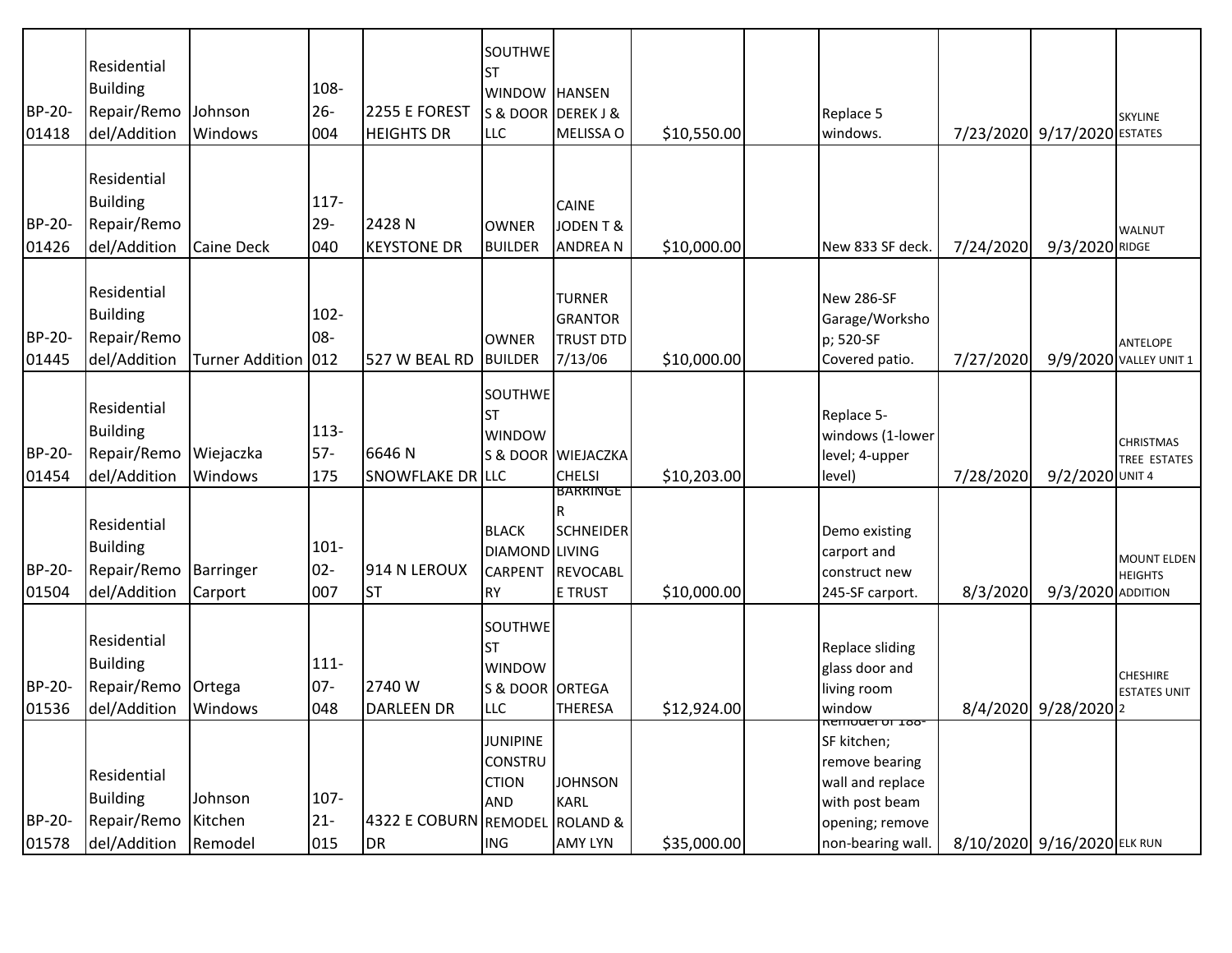| BP-20-01418 | Residential Building Repair/Remodel/Addition | Johnson Windows | 108-26-004 | 2255 E FOREST HEIGHTS DR | SOUTHWEST WINDOWS & DOOR LLC | HANSEN DEREK J & MELISSA O | $10,550.00 | | Replace 5 windows. | 7/23/2020 | 9/17/2020 | SKYLINE ESTATES |
|---|---|---|---|---|---|---|---|---|---|---|---|---|
| BP-20-01426 | Residential Building Repair/Remodel/Addition | Caine Deck | 117-29-040 | 2428 N KEYSTONE DR | OWNER BUILDER | CAINE JODEN T & ANDREA N | $10,000.00 | | New 833 SF deck. | 7/24/2020 | 9/3/2020 | WALNUT RIDGE |
| BP-20-01445 | Residential Building Repair/Remodel/Addition | Turner Addition | 102-08-012 | 527 W BEAL RD | OWNER BUILDER | TURNER GRANTOR TRUST DTD 7/13/06 | $10,000.00 | | New 286-SF Garage/Workshop; 520-SF Covered patio. | 7/27/2020 | 9/9/2020 | ANTELOPE VALLEY UNIT 1 |
| BP-20-01454 | Residential Building Repair/Remodel/Addition | Wiejaczka Windows | 113-57-175 | 6646 N SNOWFLAKE DR | SOUTHWEST WINDOWS & DOOR LLC | WIEJACZKA CHELSI | $10,203.00 | | Replace 5-windows (1-lower level; 4-upper level) | 7/28/2020 | 9/2/2020 | CHRISTMAS TREE ESTATES UNIT 4 |
| BP-20-01504 | Residential Building Repair/Remodel/Addition | Barringer Carport | 101-02-007 | 914 N LEROUX ST | BLACK DIAMOND CARPENTRY | BARRINGER SCHNEIDER LIVING REVOCABLE TRUST | $10,000.00 | | Demo existing carport and construct new 245-SF carport. | 8/3/2020 | 9/3/2020 | MOUNT ELDEN HEIGHTS ADDITION |
| BP-20-01536 | Residential Building Repair/Remodel/Addition | Ortega Windows | 111-07-048 | 2740 W DARLEEN DR | SOUTHWEST WINDOWS & DOOR LLC | ORTEGA THERESA | $12,924.00 | | Replace sliding glass door and living room window | 8/4/2020 | 9/28/2020 | CHESHIRE ESTATES UNIT 2 |
| BP-20-01578 | Residential Building Repair/Remodel/Addition | Johnson Kitchen Remodel | 107-21-015 | 4322 E COBURN DR | JUNIPINE CONSTRUCTION AND REMODELING | JOHNSON KARL ROLAND & AMY LYN | $35,000.00 | | Remodel of 188-SF kitchen; remove bearing wall and replace with post beam opening; remove non-bearing wall. | 8/10/2020 | 9/16/2020 | ELK RUN |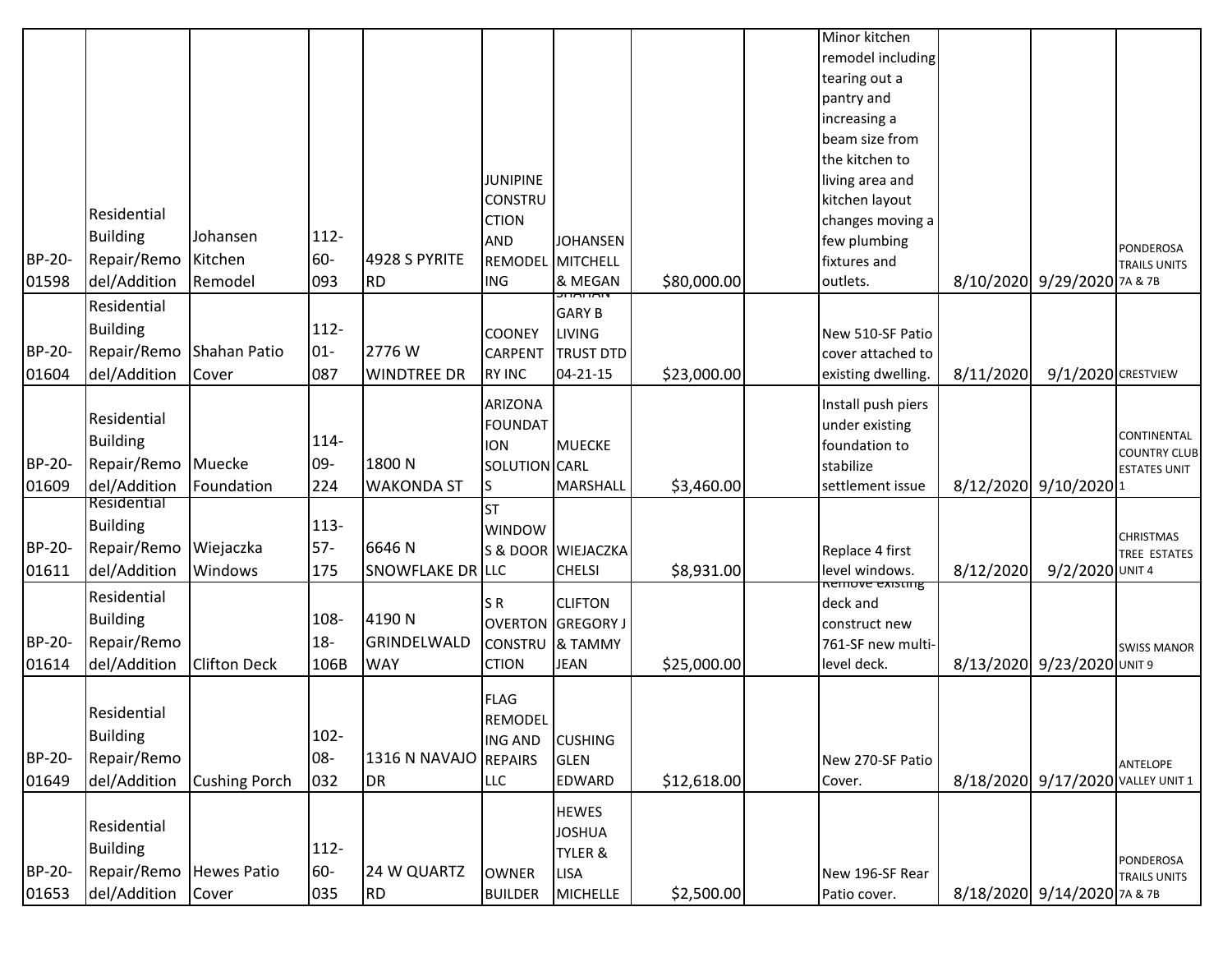| | | | | | | | | | | | | |
|---|---|---|---|---|---|---|---|---|---|---|---|---|
| BP-20-01598 | Residential Building Repair/Remodel/Addition | Johansen Kitchen Remodel | 112-60-093 | 4928 S PYRITE RD | JUNIPINE CONSTRUCTION AND REMODELING | JOHANSEN MITCHELL & MEGAN | $80,000.00 | | Minor kitchen remodel including tearing out a pantry and increasing a beam size from the kitchen to living area and kitchen layout changes moving a few plumbing fixtures and outlets. | 8/10/2020 | 9/29/2020 | PONDEROSA TRAILS UNITS 7A & 7B |
| BP-20-01604 | Residential Building Repair/Remodel/Addition | Shahan Patio Cover | 112-01-087 | 2776 W WINDTREE DR | COONEY CARPENTRY INC | SHAHAN GARY B LIVING TRUST DTD 04-21-15 | $23,000.00 | | New 510-SF Patio cover attached to existing dwelling. | 8/11/2020 | 9/1/2020 | CRESTVIEW |
| BP-20-01609 | Residential Building Repair/Remodel/Addition | Muecke Foundation | 114-09-224 | 1800 N WAKONDA ST | ARIZONA FOUNDATION SOLUTIONS | MUECKE CARL MARSHALL | $3,460.00 | | Install push piers under existing foundation to stabilize settlement issue | 8/12/2020 | 9/10/2020 | CONTINENTAL COUNTRY CLUB ESTATES UNIT 1 |
| BP-20-01611 | Residential Building Repair/Remodel/Addition | Wiejaczka Windows | 113-57-175 | 6646 N SNOWFLAKE DR | ST WINDOWS & DOOR LLC | WIEJACZKA CHELSI | $8,931.00 | | Replace 4 first level windows. | 8/12/2020 | 9/2/2020 | CHRISTMAS TREE ESTATES UNIT 4 |
| BP-20-01614 | Residential Building Repair/Remodel/Addition | Clifton Deck | 108-18-106B | 4190 N GRINDELWALD WAY | S R OVERTON CONSTRUCTION | CLIFTON GREGORY J & TAMMY JEAN | $25,000.00 | | Remove existing deck and construct new 761-SF new multi-level deck. | 8/13/2020 | 9/23/2020 | SWISS MANOR UNIT 9 |
| BP-20-01649 | Residential Building Repair/Remodel/Addition | Cushing Porch | 102-08-032 | 1316 N NAVAJO DR | FLAG REMODELING AND REPAIRS LLC | CUSHING GLEN EDWARD | $12,618.00 | | New 270-SF Patio Cover. | 8/18/2020 | 9/17/2020 | ANTELOPE VALLEY UNIT 1 |
| BP-20-01653 | Residential Building Repair/Remodel/Addition | Hewes Patio Cover | 112-60-035 | 24 W QUARTZ RD | OWNER BUILDER | HEWES JOSHUA TYLER & LISA MICHELLE | $2,500.00 | | New 196-SF Rear Patio cover. | 8/18/2020 | 9/14/2020 | PONDEROSA TRAILS UNITS 7A & 7B |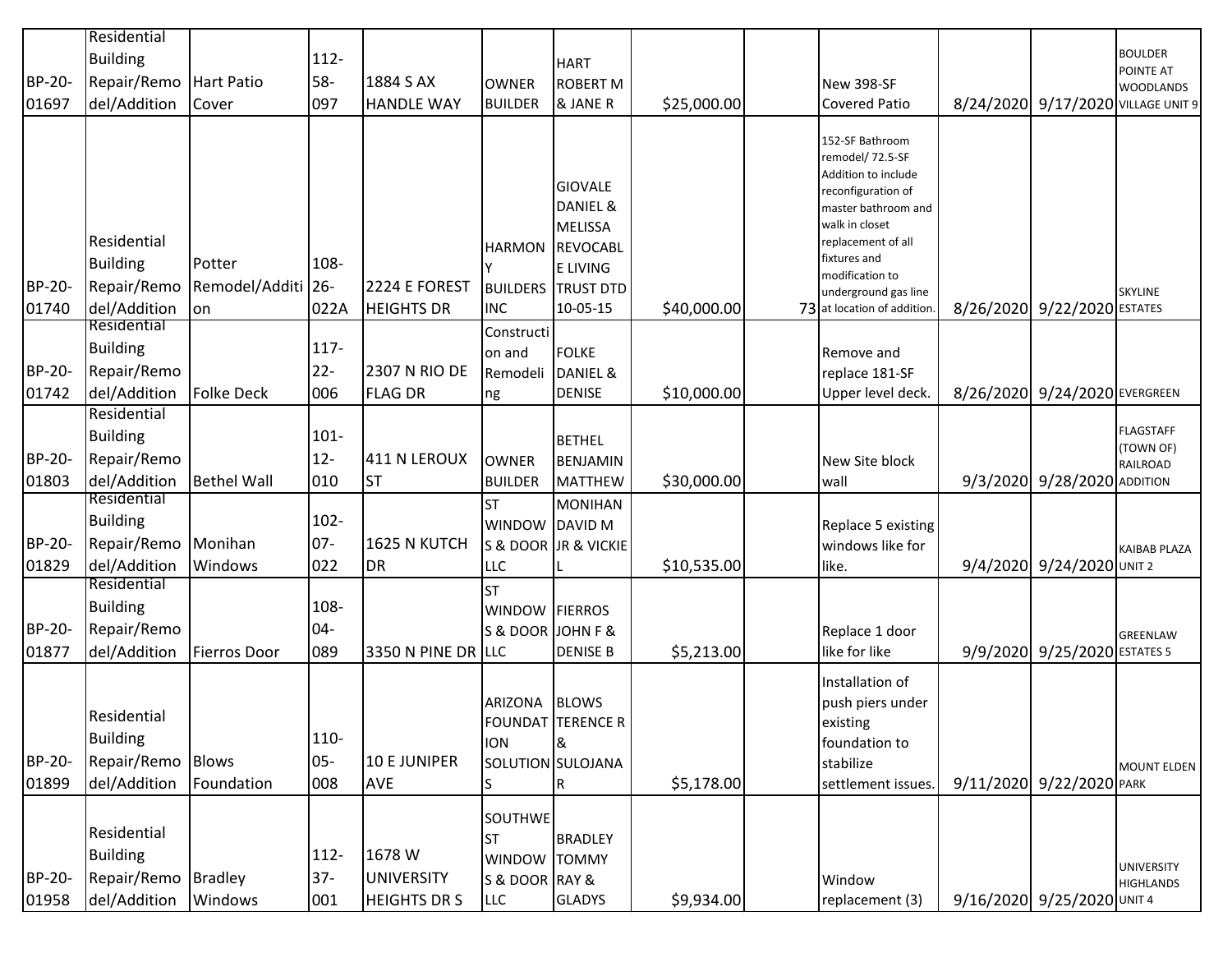| | | | | | | | | | | | | |
|---|---|---|---|---|---|---|---|---|---|---|---|---|
| BP-20-01697 | Residential Building Repair/Remodel/Addition | Hart Patio Cover | 112-58-097 | 1884 S AX HANDLE WAY | OWNER BUILDER | HART ROBERT M & JANE R | $25,000.00 | | New 398-SF Covered Patio | 8/24/2020 | 9/17/2020 | BOULDER POINTE AT WOODLANDS VILLAGE UNIT 9 |
| BP-20-01740 | Residential Building Repair/Remodel/Addition | Potter Remodel/Addition | 108-26-022A | 2224 E FOREST HEIGHTS DR | HARMONY BUILDERS INC | GIOVALE DANIEL & MELISSA REVOCABLE LIVING TRUST DTD 10-05-15 | $40,000.00 | 73 | 152-SF Bathroom remodel/ 72.5-SF Addition to include reconfiguration of master bathroom and walk in closet replacement of all fixtures and modification to underground gas line at location of addition. | 8/26/2020 | 9/22/2020 | SKYLINE ESTATES |
| BP-20-01742 | Residential Building Repair/Remodel/Addition | Folke Deck | 117-22-006 | 2307 N RIO DE FLAG DR | Construction and Remodeling | FOLKE DANIEL & DENISE | $10,000.00 | | Remove and replace 181-SF Upper level deck. | 8/26/2020 | 9/24/2020 | EVERGREEN |
| BP-20-01803 | Residential Building Repair/Remodel/Addition | Bethel Wall | 101-12-010 | 411 N LEROUX ST | OWNER BUILDER | BETHEL BENJAMIN MATTHEW | $30,000.00 | | New Site block wall | 9/3/2020 | 9/28/2020 | FLAGSTAFF (TOWN OF) RAILROAD ADDITION |
| BP-20-01829 | Residential Building Repair/Remodel/Addition | Monihan Windows | 102-07-022 | 1625 N KUTCH DR | ST WINDOWS & DOOR LLC | MONIHAN DAVID M JR & VICKIE L | $10,535.00 | | Replace 5 existing windows like for like. | 9/4/2020 | 9/24/2020 | KAIBAB PLAZA UNIT 2 |
| BP-20-01877 | Residential Building Repair/Remodel/Addition | Fierros Door | 108-04-089 | 3350 N PINE DR | ST WINDOWS & DOOR LLC | FIERROS JOHN F & DENISE B | $5,213.00 | | Replace 1 door like for like | 9/9/2020 | 9/25/2020 | GREENLAW ESTATES 5 |
| BP-20-01899 | Residential Building Repair/Remodel/Addition | Blows Foundation | 110-05-008 | 10 E JUNIPER AVE | ARIZONA FOUNDATION SOLUTIONS | BLOWS TERENCE R & SULOJANA R | $5,178.00 | | Installation of push piers under existing foundation to stabilize settlement issues. | 9/11/2020 | 9/22/2020 | MOUNT ELDEN PARK |
| BP-20-01958 | Residential Building Repair/Remodel/Addition | Bradley Windows | 112-37-001 | 1678 W UNIVERSITY HEIGHTS DR S | SOUTHWEST WINDOWS & DOOR LLC | BRADLEY TOMMY RAY & GLADYS | $9,934.00 | | Window replacement (3) | 9/16/2020 | 9/25/2020 | UNIVERSITY HIGHLANDS UNIT 4 |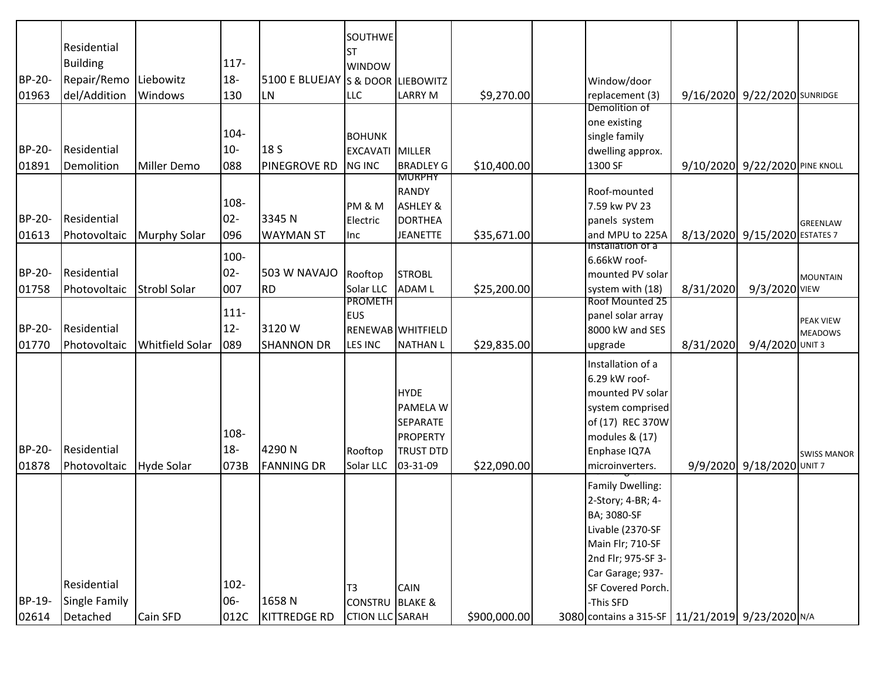| | | | | | | | | | | | | |
|---|---|---|---|---|---|---|---|---|---|---|---|---|
| BP-20-01963 | Residential Building Repair/Remodel/Addition | Liebowitz Windows | 117-18-130 | 5100 E BLUEJAY LN | SOUTHWEST WINDOWS & DOOR LLC | LIEBOWITZ LARRY M | $9,270.00 | | Window/door replacement (3) | 9/16/2020 | 9/22/2020 | SUNRIDGE |
| BP-20-01891 | Residential Demolition | Miller Demo | 104-10-088 | 18 S PINEGROVE RD | BOHUNK EXCAVATING INC | MILLER BRADLEY G | $10,400.00 | | Demolition of one existing single family dwelling approx. 1300 SF | 9/10/2020 | 9/22/2020 | PINE KNOLL |
| BP-20-01613 | Residential Photovoltaic | Murphy Solar | 108-02-096 | 3345 N WAYMAN ST | PM & M Electric Inc | MURPHY RANDY ASHLEY & DORTHEA JEANETTE | $35,671.00 | | Roof-mounted 7.59 kw PV 23 panels system and MPU to 225A | 8/13/2020 | 9/15/2020 | GREENLAW ESTATES 7 |
| BP-20-01758 | Residential Photovoltaic | Strobl Solar | 100-02-007 | 503 W NAVAJO RD | Rooftop Solar LLC | STROBL ADAM L | $25,200.00 | | Installation of a 6.66kW roof-mounted PV solar system with (18) | 8/31/2020 | 9/3/2020 | MOUNTAIN VIEW |
| BP-20-01770 | Residential Photovoltaic | Whitfield Solar | 111-12-089 | 3120 W SHANNON DR | PROMETHEUS RENEWABLES INC | WHITFIELD NATHAN L | $29,835.00 | | Roof Mounted 25 panel solar array 8000 kW and SES upgrade | 8/31/2020 | 9/4/2020 | PEAK VIEW MEADOWS UNIT 3 |
| BP-20-01878 | Residential Photovoltaic | Hyde Solar | 108-18-073B | 4290 N FANNING DR | Rooftop Solar LLC | HYDE PAMELA W SEPARATE PROPERTY TRUST DTD 03-31-09 | $22,090.00 | | Installation of a 6.29 kW roof-mounted PV solar system comprised of (17) REC 370W modules & (17) Enphase IQ7A microinverters. | 9/9/2020 | 9/18/2020 | SWISS MANOR UNIT 7 |
| BP-19-02614 | Residential Single Family Detached | Cain SFD | 102-06-012C | 1658 N KITTREDGE RD | T3 CONSTRUCTION LLC | CAIN BLAKE & SARAH | $900,000.00 | 3080 | Family Dwelling: 2-Story; 4-BR; 4-BA; 3080-SF Livable (2370-SF Main Flr; 710-SF 2nd Flr; 975-SF 3-Car Garage; 937-SF Covered Porch. -This SFD contains a 315-SF | 11/21/2019 | 9/23/2020 | N/A |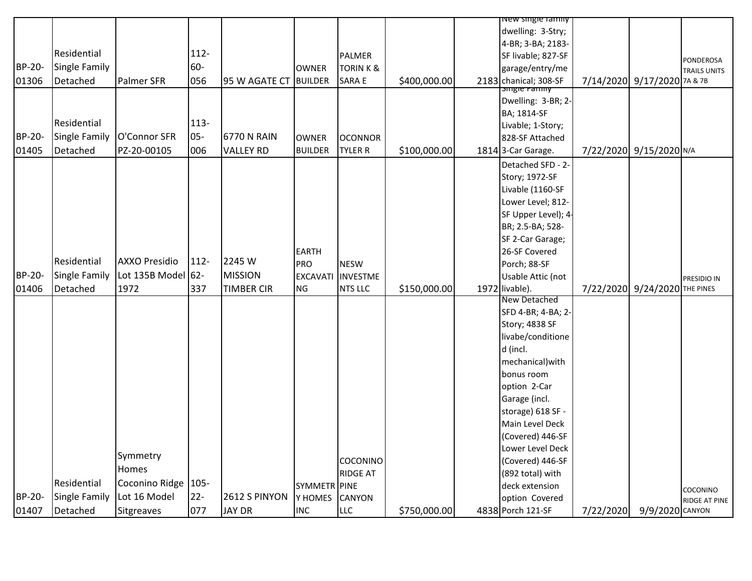| BP-20-01306 | Residential Single Family Detached | Palmer SFR | 112-60-056 | 95 W AGATE CT | OWNER BUILDER | PALMER TORIN K & SARA E | $400,000.00 | 2183 | New single family dwelling: 3-Stry; 4-BR; 3-BA; 2183-SF livable; 827-SF garage/entry/mechanical; 308-SF | 7/14/2020 | 9/17/2020 | PONDEROSA TRAILS UNITS 7A & 7B |
|---|---|---|---|---|---|---|---|---|---|---|---|---|
| BP-20-01405 | Residential Single Family Detached | O'Connor SFR PZ-20-00105 | 113-05-006 | 6770 N RAIN VALLEY RD | OWNER BUILDER | OCONNOR TYLER R | $100,000.00 | 1814 | Single Family Dwelling: 3-BR; 2-BA; 1814-SF Livable; 1-Story; 828-SF Attached 3-Car Garage. | 7/22/2020 | 9/15/2020 | N/A |
| BP-20-01406 | Residential Single Family Detached | AXXO Presidio Lot 135B Model 1972 | 112-62-337 | 2245 W MISSION TIMBER CIR | EARTH PRO EXCAVATING | NESW INVESTMENTS LLC | $150,000.00 | 1972 | Detached SFD - 2-Story; 1972-SF Livable (1160-SF Lower Level; 812-SF Upper Level); 4-BR; 2.5-BA; 528-SF 2-Car Garage; 26-SF Covered Porch; 88-SF Usable Attic (not livable). | 7/22/2020 | 9/24/2020 | PRESIDIO IN THE PINES |
| BP-20-01407 | Residential Single Family Detached | Symmetry Homes Coconino Ridge Lot 16 Model Sitgreaves | 105-22-077 | 2612 S PINYON JAY DR | SYMMETRY HOMES INC | COCONINO RIDGE AT PINE CANYON LLC | $750,000.00 | 4838 | New Detached SFD 4-BR; 4-BA; 2-Story; 4838 SF livabe/conditioned (incl. mechanical)with bonus room option 2-Car Garage (incl. storage) 618 SF - Main Level Deck (Covered) 446-SF Lower Level Deck (Covered) 446-SF (892 total) with deck extension option Covered Porch 121-SF | 7/22/2020 | 9/9/2020 | COCONINO RIDGE AT PINE CANYON |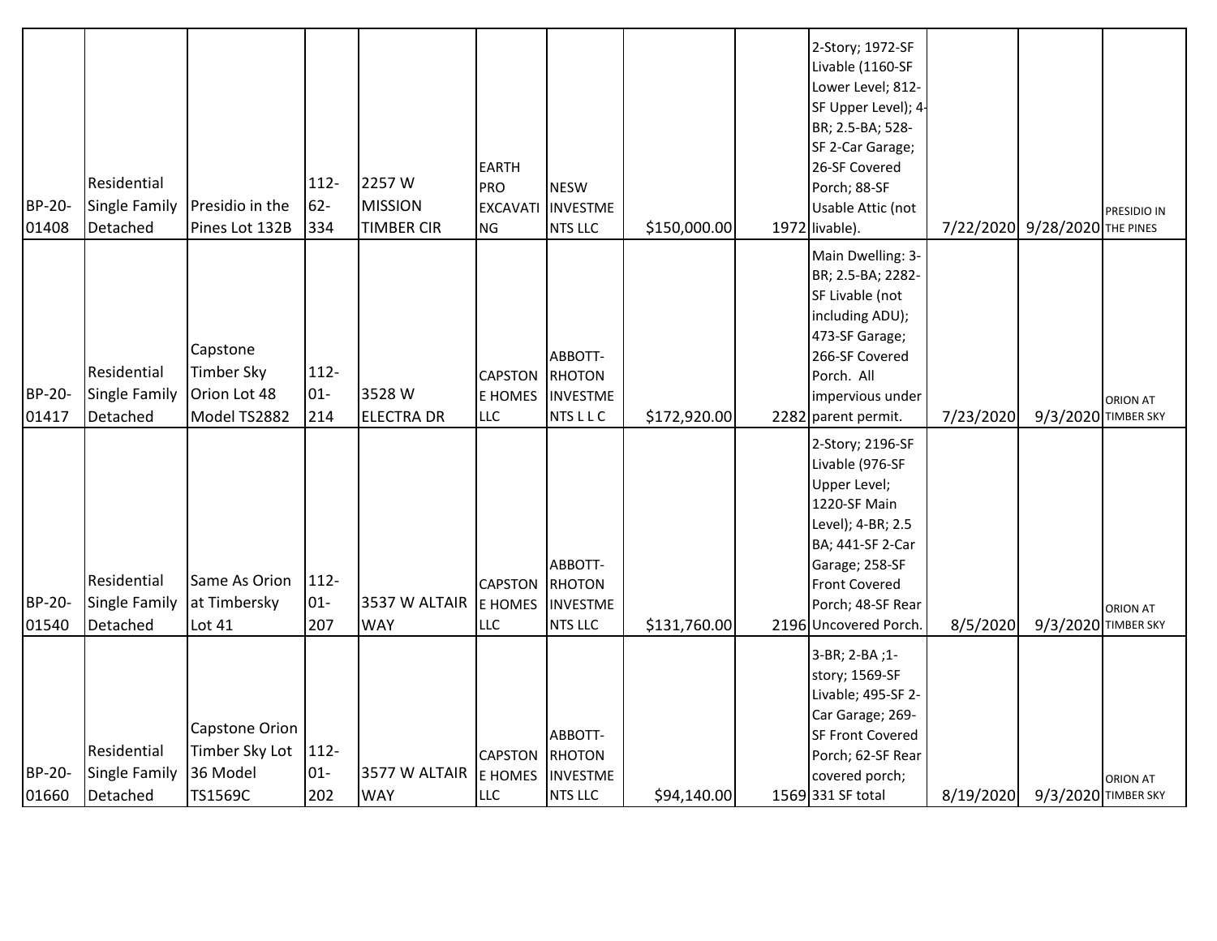| | | | | | | | | | | | | |
|---|---|---|---|---|---|---|---|---|---|---|---|---|
| BP-20-01408 | Residential Single Family Detached | Presidio in the Pines Lot 132B | 112-62-334 | 2257 W MISSION TIMBER CIR | EARTH PRO EXCAVATING | NESW INVESTMENTS LLC | $150,000.00 | 1972 | 2-Story; 1972-SF Livable (1160-SF Lower Level; 812-SF Upper Level); 4-BR; 2.5-BA; 528-SF 2-Car Garage; 26-SF Covered Porch; 88-SF Usable Attic (not livable). | 7/22/2020 | 9/28/2020 | PRESIDIO IN THE PINES |
| BP-20-01417 | Residential Single Family Detached | Capstone Timber Sky Orion Lot 48 Model TS2882 | 112-01-214 | 3528 W ELECTRA DR | CAPSTONE HOMES LLC | ABBOTT-RHOTON INVESTMENTS L L C | $172,920.00 | 2282 | Main Dwelling: 3-BR; 2.5-BA; 2282-SF Livable (not including ADU); 473-SF Garage; 266-SF Covered Porch. All impervious under parent permit. | 7/23/2020 | 9/3/2020 | ORION AT TIMBER SKY |
| BP-20-01540 | Residential Single Family Detached | Same As Orion at Timbersky Lot 41 | 112-01-207 | 3537 W ALTAIR WAY | CAPSTONE HOMES LLC | ABBOTT-RHOTON INVESTMENTS LLC | $131,760.00 | 2196 | 2-Story; 2196-SF Livable (976-SF Upper Level; 1220-SF Main Level); 4-BR; 2.5 BA; 441-SF 2-Car Garage; 258-SF Front Covered Porch; 48-SF Rear Uncovered Porch. | 8/5/2020 | 9/3/2020 | ORION AT TIMBER SKY |
| BP-20-01660 | Residential Single Family Detached | Capstone Orion Timber Sky Lot 36 Model TS1569C | 112-01-202 | 3577 W ALTAIR WAY | CAPSTONE HOMES LLC | ABBOTT-RHOTON INVESTMENTS LLC | $94,140.00 | 1569 | 3-BR; 2-BA ;1-story; 1569-SF Livable; 495-SF 2-Car Garage; 269-SF Front Covered Porch; 62-SF Rear covered porch; 331 SF total | 8/19/2020 | 9/3/2020 | ORION AT TIMBER SKY |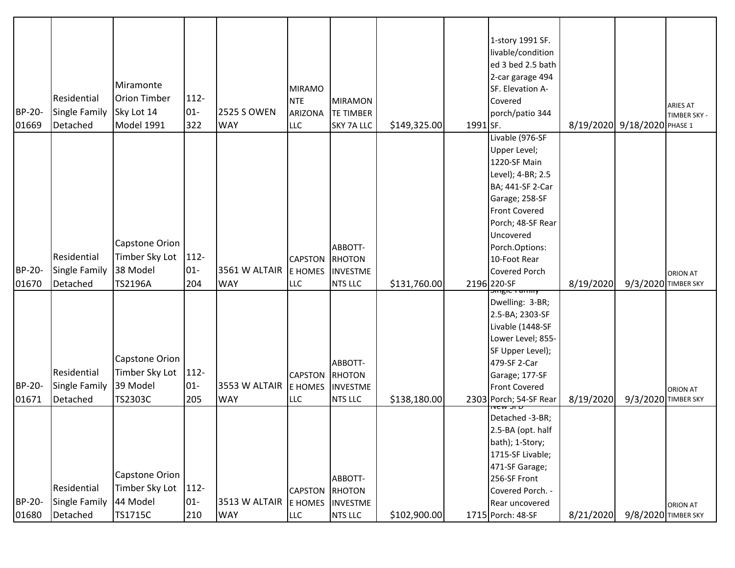| | | | | | | | | | | | | |
|---|---|---|---|---|---|---|---|---|---|---|---|---|
| BP-20-01669 | Residential Single Family Detached | Miramonte Orion Timber Sky Lot 14 Model 1991 | 112-01-322 | 2525 S OWEN WAY | MIRAMONTE ARIZONA LLC | MIRAMONTE TIMBER SKY 7A LLC | $149,325.00 | 1991 | 1-story 1991 SF. livable/conditioned 3 bed 2.5 bath 2-car garage 494 SF. Elevation A-Covered porch/patio 344 SF. | 8/19/2020 | 9/18/2020 | ARIES AT TIMBER SKY - PHASE 1 |
| BP-20-01670 | Residential Single Family Detached | Capstone Orion Timber Sky Lot 38 Model TS2196A | 112-01-204 | 3561 W ALTAIR WAY | CAPSTONE HOMES LLC | ABBOTT-RHOTON INVESTMENTS LLC | $131,760.00 | 2196 | Livable (976-SF Upper Level; 1220-SF Main Level); 4-BR; 2.5 BA; 441-SF 2-Car Garage; 258-SF Front Covered Porch; 48-SF Rear Uncovered Porch.Options: 10-Foot Rear Covered Porch 220-SF | 8/19/2020 | 9/3/2020 | ORION AT TIMBER SKY |
| BP-20-01671 | Residential Single Family Detached | Capstone Orion Timber Sky Lot 39 Model TS2303C | 112-01-205 | 3553 W ALTAIR WAY | CAPSTONE HOMES LLC | ABBOTT-RHOTON INVESTMENTS LLC | $138,180.00 | 2303 | Single Family Dwelling: 3-BR; 2.5-BA; 2303-SF Livable (1448-SF Lower Level; 855-SF Upper Level); 479-SF 2-Car Garage; 177-SF Front Covered Porch; 54-SF Rear | 8/19/2020 | 9/3/2020 | ORION AT TIMBER SKY |
| BP-20-01680 | Residential Single Family Detached | Capstone Orion Timber Sky Lot 44 Model TS1715C | 112-01-210 | 3513 W ALTAIR WAY | CAPSTONE HOMES LLC | ABBOTT-RHOTON INVESTMENTS LLC | $102,900.00 | 1715 | New SFD Detached -3-BR; 2.5-BA (opt. half bath); 1-Story; 1715-SF Livable; 471-SF Garage; 256-SF Front Covered Porch. - Rear uncovered Porch: 48-SF | 8/21/2020 | 9/8/2020 | ORION AT TIMBER SKY |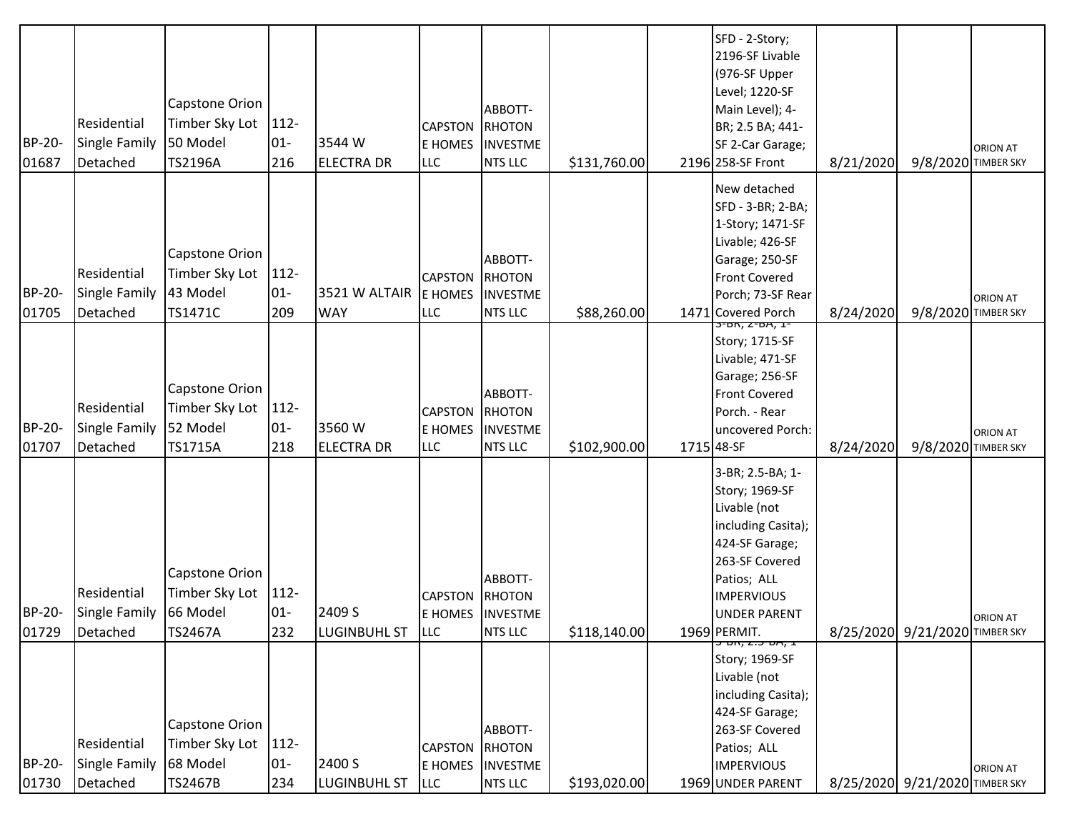| | | | | | | | | | | | | |
|---|---|---|---|---|---|---|---|---|---|---|---|---|
| BP-20-01687 | Residential Single Family Detached | Capstone Orion Timber Sky Lot 50 Model TS2196A | 112-01-216 | 3544 W ELECTRA DR | CAPSTONE HOMES LLC | ABBOTT-RHOTON INVESTMENTS LLC | $131,760.00 | 2196 | SFD - 2-Story; 2196-SF Livable (976-SF Upper Level; 1220-SF Main Level); 4-BR; 2.5 BA; 441-SF 2-Car Garage; 258-SF Front | 8/21/2020 | 9/8/2020 | ORION AT TIMBER SKY |
| BP-20-01705 | Residential Single Family Detached | Capstone Orion Timber Sky Lot 43 Model TS1471C | 112-01-209 | 3521 W ALTAIR WAY | CAPSTONE HOMES LLC | ABBOTT-RHOTON INVESTMENTS LLC | $88,260.00 | 1471 | New detached SFD - 3-BR; 2-BA; 1-Story; 1471-SF Livable; 426-SF Garage; 250-SF Front Covered Porch; 73-SF Rear Covered Porch | 8/24/2020 | 9/8/2020 | ORION AT TIMBER SKY |
| BP-20-01707 | Residential Single Family Detached | Capstone Orion Timber Sky Lot 52 Model TS1715A | 112-01-218 | 3560 W ELECTRA DR | CAPSTONE HOMES LLC | ABBOTT-RHOTON INVESTMENTS LLC | $102,900.00 | 1715 | 3-BR, 2-BA, 1-Story; 1715-SF Livable; 471-SF Garage; 256-SF Front Covered Porch. - Rear uncovered Porch: 48-SF | 8/24/2020 | 9/8/2020 | ORION AT TIMBER SKY |
| BP-20-01729 | Residential Single Family Detached | Capstone Orion Timber Sky Lot 66 Model TS2467A | 112-01-232 | 2409 S LUGINBUHL ST | CAPSTONE HOMES LLC | ABBOTT-RHOTON INVESTMENTS LLC | $118,140.00 | 1969 | 3-BR; 2.5-BA; 1-Story; 1969-SF Livable (not including Casita); 424-SF Garage; 263-SF Covered Patios; ALL IMPERVIOUS UNDER PARENT PERMIT. | 8/25/2020 | 9/21/2020 | ORION AT TIMBER SKY |
| BP-20-01730 | Residential Single Family Detached | Capstone Orion Timber Sky Lot 68 Model TS2467B | 112-01-234 | 2400 S LUGINBUHL ST | CAPSTONE HOMES LLC | ABBOTT-RHOTON INVESTMENTS LLC | $193,020.00 | 1969 | 3-BR, 2.5-BA, 1-Story; 1969-SF Livable (not including Casita); 424-SF Garage; 263-SF Covered Patios; ALL IMPERVIOUS UNDER PARENT | 8/25/2020 | 9/21/2020 | ORION AT TIMBER SKY |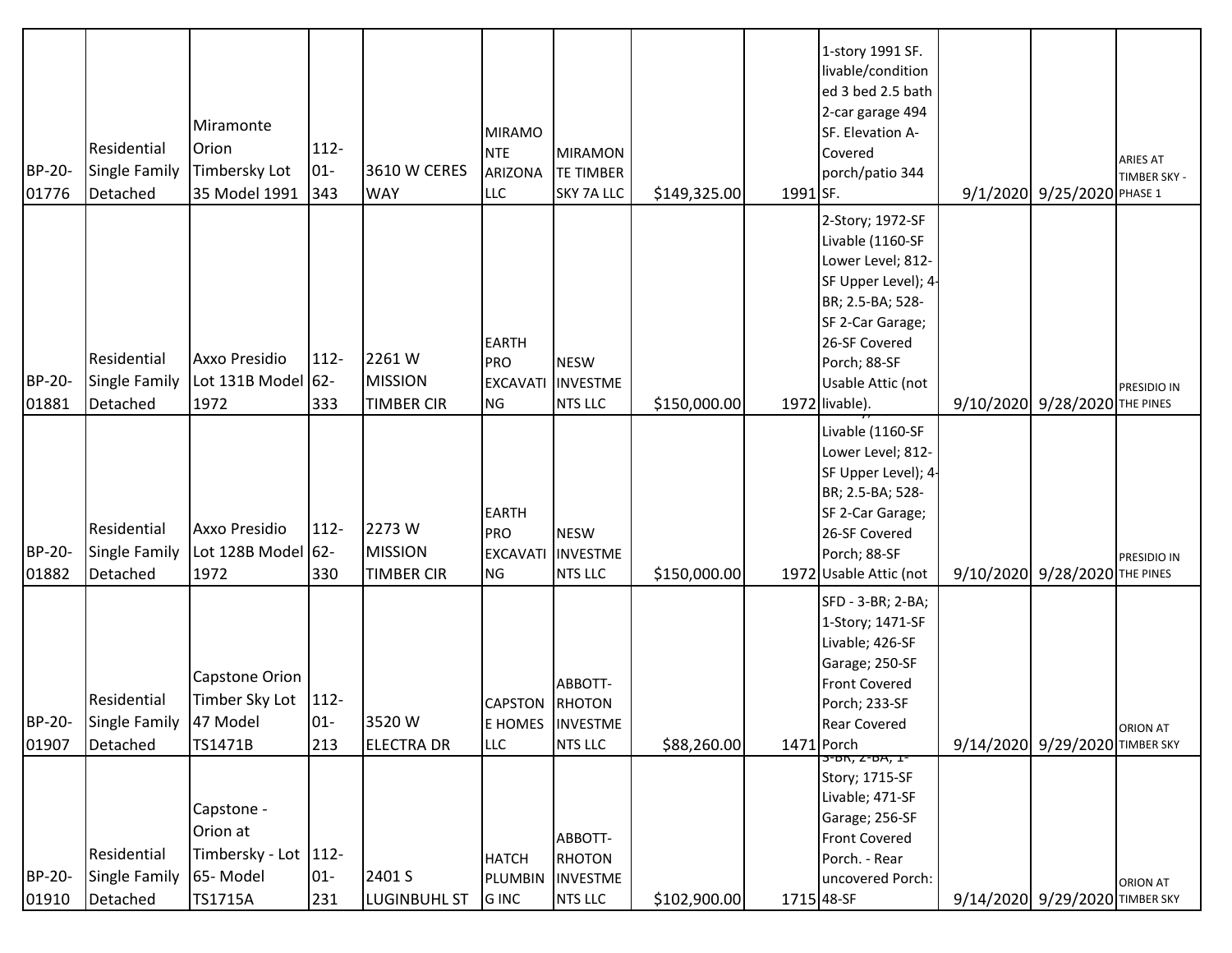| | | | | | | | | | | | | |
|---|---|---|---|---|---|---|---|---|---|---|---|---|
| BP-20-01776 | Residential Single Family Detached | Miramonte Orion Timbersky Lot 35 Model 1991 | 112-01-343 | 3610 W CERES WAY | MIRAMONTE ARIZONA LLC | MIRAMONTE TIMBER SKY 7A LLC | $149,325.00 | 1991 | 1-story 1991 SF. livable/conditioned 3 bed 2.5 bath 2-car garage 494 SF. Elevation A-Covered porch/patio 344 SF. | 9/1/2020 | 9/25/2020 | ARIES AT TIMBER SKY - PHASE 1 |
| BP-20-01881 | Residential Single Family Detached | Axxo Presidio Lot 131B Model 1972 | 112-62-333 | 2261 W MISSION TIMBER CIR | EARTH PRO EXCAVATING | NESW INVESTMENTS LLC | $150,000.00 | 1972 | 2-Story; 1972-SF Livable (1160-SF Lower Level; 812-SF Upper Level); 4-BR; 2.5-BA; 528-SF 2-Car Garage; 26-SF Covered Porch; 88-SF Usable Attic (not livable). | 9/10/2020 | 9/28/2020 | PRESIDIO IN THE PINES |
| BP-20-01882 | Residential Single Family Detached | Axxo Presidio Lot 128B Model 1972 | 112-62-330 | 2273 W MISSION TIMBER CIR | EARTH PRO EXCAVATING | NESW INVESTMENTS LLC | $150,000.00 | 1972 | Livable (1160-SF Lower Level; 812-SF Upper Level); 4-BR; 2.5-BA; 528-SF 2-Car Garage; 26-SF Covered Porch; 88-SF Usable Attic (not | 9/10/2020 | 9/28/2020 | PRESIDIO IN THE PINES |
| BP-20-01907 | Residential Single Family Detached | Capstone Orion Timber Sky Lot 47 Model TS1471B | 112-01-213 | 3520 W ELECTRA DR | CAPSTONE HOMES LLC | ABBOTT-RHOTON INVESTMENTS LLC | $88,260.00 | 1471 | SFD - 3-BR; 2-BA; 1-Story; 1471-SF Livable; 426-SF Garage; 250-SF Front Covered Porch; 233-SF Rear Covered Porch | 9/14/2020 | 9/29/2020 | ORION AT TIMBER SKY |
| BP-20-01910 | Residential Single Family Detached | Capstone - Orion at Timbersky - Lot 65- Model TS1715A | 112-01-231 | 2401 S LUGINBUHL ST | HATCH PLUMBING INC | ABBOTT-RHOTON INVESTMENTS LLC | $102,900.00 | 1715 | 3-BR; 2-BA; 1-Story; 1715-SF Livable; 471-SF Garage; 256-SF Front Covered Porch. - Rear uncovered Porch: 48-SF | 9/14/2020 | 9/29/2020 | ORION AT TIMBER SKY |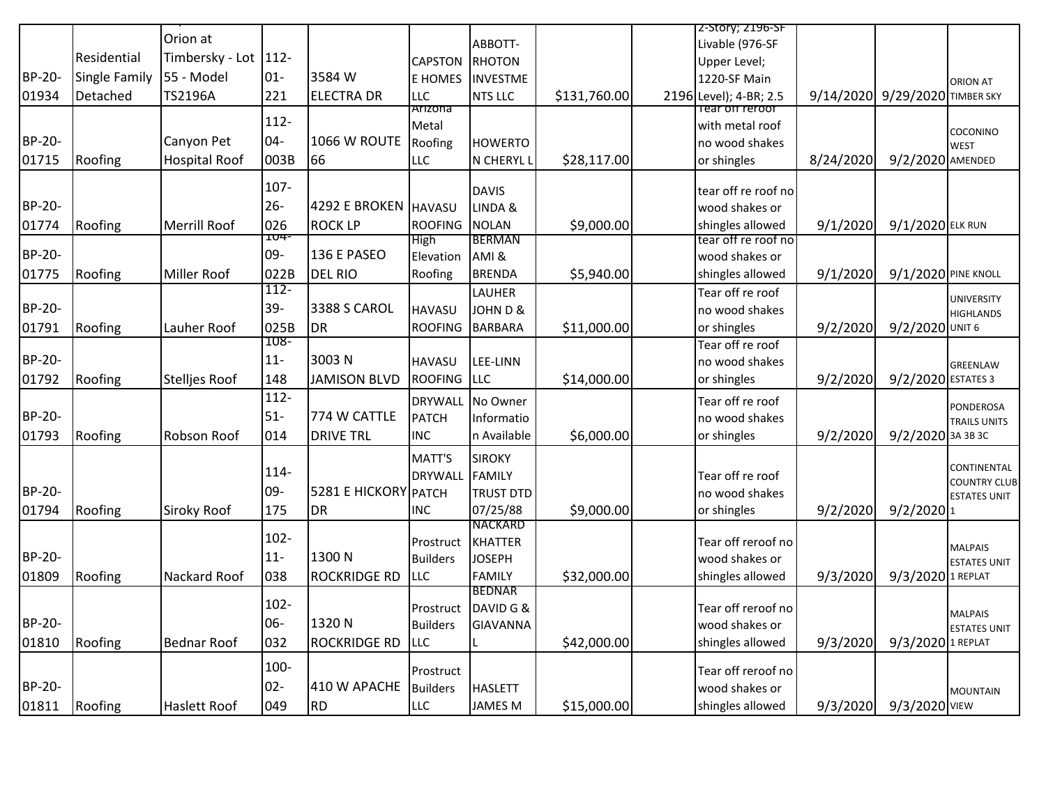| | | | | | | | | | | | | |
|---|---|---|---|---|---|---|---|---|---|---|---|---|
| BP-20-01934 | Residential Single Family Detached | Orion at Timbersky - Lot 55 - Model TS2196A | 112-01-221 | 3584 W ELECTRA DR | CAPSTONE HOMES LLC | ABBOTT-RHOTON INVESTMENTS LLC | $131,760.00 | 2196 | 2-Story; 2196-SF Livable (976-SF Upper Level; 1220-SF Main Level); 4-BR; 2.5 | 9/14/2020 | 9/29/2020 | ORION AT TIMBER SKY |
| BP-20-01715 | Roofing | Canyon Pet Hospital Roof | 112-04-003B | 1066 W ROUTE 66 | Arizona Metal Roofing LLC | HOWERTON CHERYL L | $28,117.00 | | Tear off reroof with metal roof no wood shakes or shingles | 8/24/2020 | 9/2/2020 | COCONINO WEST AMENDED |
| BP-20-01774 | Roofing | Merrill Roof | 107-26-026 | 4292 E BROKEN ROCK LP | HAVASU ROOFING | DAVIS LINDA & NOLAN | $9,000.00 | | tear off re roof no wood shakes or shingles allowed | 9/1/2020 | 9/1/2020 | ELK RUN |
| BP-20-01775 | Roofing | Miller Roof | 104-09-022B | 136 E PASEO DEL RIO | High Elevation Roofing | BERMAN AMI & BRENDA | $5,940.00 | | tear off re roof no wood shakes or shingles allowed | 9/1/2020 | 9/1/2020 | PINE KNOLL |
| BP-20-01791 | Roofing | Lauher Roof | 112-39-025B | 3388 S CAROL DR | HAVASU ROOFING | LAUHER JOHN D & BARBARA | $11,000.00 | | Tear off re roof no wood shakes or shingles | 9/2/2020 | 9/2/2020 | UNIVERSITY HIGHLANDS UNIT 6 |
| BP-20-01792 | Roofing | Stelljes Roof | 108-11-148 | 3003 N JAMISON BLVD | HAVASU ROOFING | LEE-LINN LLC | $14,000.00 | | Tear off re roof no wood shakes or shingles | 9/2/2020 | 9/2/2020 | GREENLAW ESTATES 3 |
| BP-20-01793 | Roofing | Robson Roof | 112-51-014 | 774 W CATTLE DRIVE TRL | DRYWALL PATCH INC | No Owner Information Available | $6,000.00 | | Tear off re roof no wood shakes or shingles | 9/2/2020 | 9/2/2020 | PONDEROSA TRAILS UNITS 3A 3B 3C |
| BP-20-01794 | Roofing | Siroky Roof | 114-09-175 | 5281 E HICKORY DR | MATT'S DRYWALL PATCH INC | SIROKY FAMILY TRUST DTD 07/25/88 | $9,000.00 | | Tear off re roof no wood shakes or shingles | 9/2/2020 | 9/2/2020 | CONTINENTAL COUNTRY CLUB ESTATES UNIT 1 |
| BP-20-01809 | Roofing | Nackard Roof | 102-11-038 | 1300 N ROCKRIDGE RD | Prostruct Builders LLC | NACKARD KHATTER JOSEPH FAMILY | $32,000.00 | | Tear off reroof no wood shakes or shingles allowed | 9/3/2020 | 9/3/2020 | MALPAIS ESTATES UNIT 1 REPLAT |
| BP-20-01810 | Roofing | Bednar Roof | 102-06-032 | 1320 N ROCKRIDGE RD | Prostruct Builders LLC | BEDNAR DAVID G & GIAVANNA L | $42,000.00 | | Tear off reroof no wood shakes or shingles allowed | 9/3/2020 | 9/3/2020 | MALPAIS ESTATES UNIT 1 REPLAT |
| BP-20-01811 | Roofing | Haslett Roof | 100-02-049 | 410 W APACHE RD | Prostruct Builders LLC | HASLETT JAMES M | $15,000.00 | | Tear off reroof no wood shakes or shingles allowed | 9/3/2020 | 9/3/2020 | MOUNTAIN VIEW |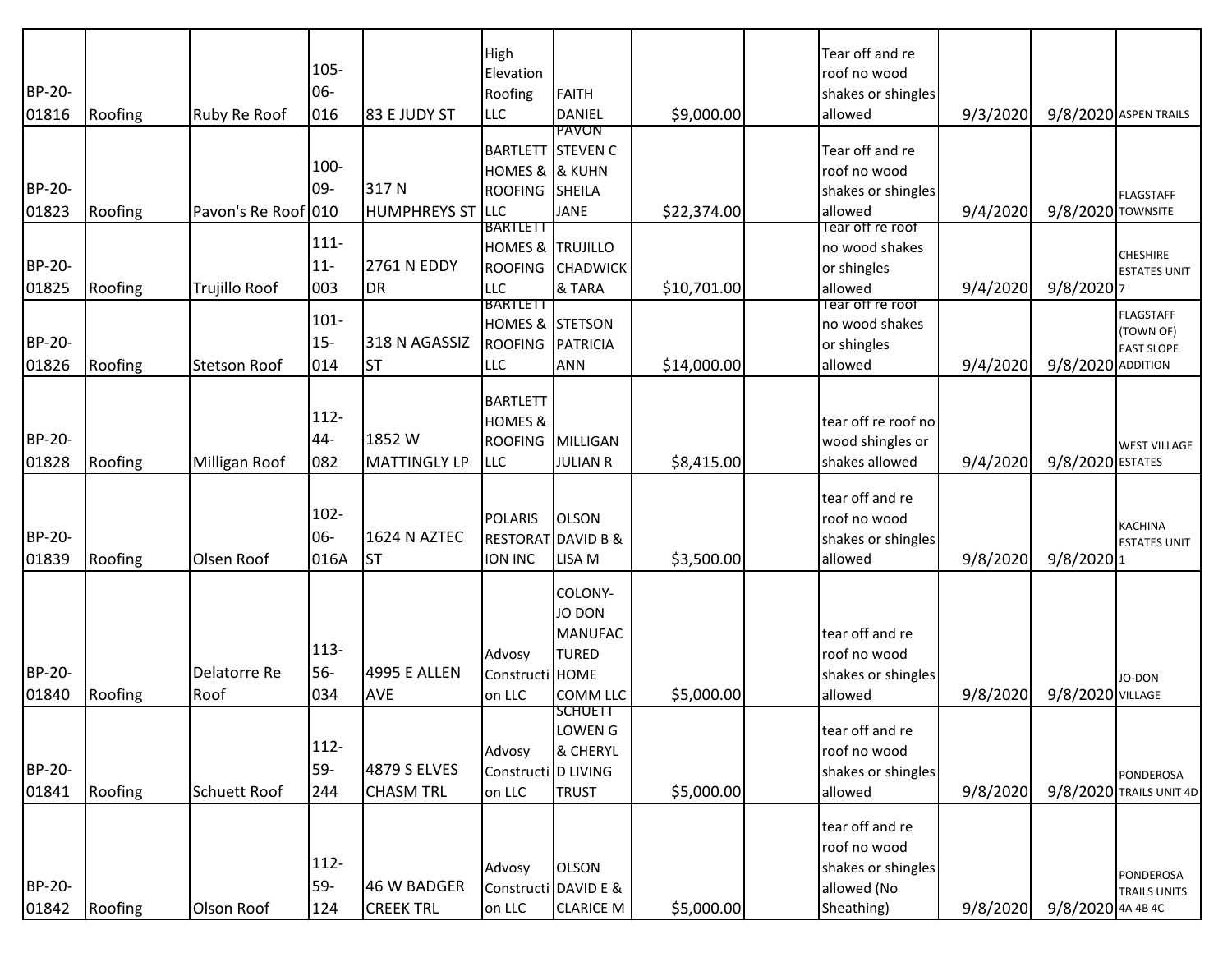| | | | | | | | | | | | | |
|---|---|---|---|---|---|---|---|---|---|---|---|---|
| BP-20-01816 | Roofing | Ruby Re Roof | 105-06-016 | 83 E JUDY ST | High Elevation Roofing LLC | FAITH DANIEL | $9,000.00 | | Tear off and re roof no wood shakes or shingles allowed | 9/3/2020 | 9/8/2020 | ASPEN TRAILS |
| BP-20-01823 | Roofing | Pavon's Re Roof | 100-09-010 | 317 N HUMPHREYS ST | BARTLETT HOMES & ROOFING LLC | PAVON STEVEN C & KUHN SHEILA JANE | $22,374.00 | | Tear off and re roof no wood shakes or shingles allowed | 9/4/2020 | 9/8/2020 | FLAGSTAFF TOWNSITE |
| BP-20-01825 | Roofing | Trujillo Roof | 111-11-003 | 2761 N EDDY DR | BARTLETT HOMES & ROOFING LLC | TRUJILLO CHADWICK & TARA | $10,701.00 | | Tear off re roof no wood shakes or shingles allowed | 9/4/2020 | 9/8/2020 | CHESHIRE ESTATES UNIT 7 |
| BP-20-01826 | Roofing | Stetson Roof | 101-15-014 | 318 N AGASSIZ ST | BARTLETT HOMES & ROOFING LLC | STETSON PATRICIA ANN | $14,000.00 | | Tear off re roof no wood shakes or shingles allowed | 9/4/2020 | 9/8/2020 | FLAGSTAFF (TOWN OF) EAST SLOPE ADDITION |
| BP-20-01828 | Roofing | Milligan Roof | 112-44-082 | 1852 W MATTINGLY LP | BARTLETT HOMES & ROOFING LLC | MILLIGAN JULIAN R | $8,415.00 | | tear off re roof no wood shingles or shakes allowed | 9/4/2020 | 9/8/2020 | WEST VILLAGE ESTATES |
| BP-20-01839 | Roofing | Olsen Roof | 102-06-016A | 1624 N AZTEC ST | POLARIS RESTORATION INC | OLSON DAVID B & LISA M | $3,500.00 | | tear off and re roof no wood shakes or shingles allowed | 9/8/2020 | 9/8/2020 | KACHINA ESTATES UNIT 1 |
| BP-20-01840 | Roofing | Delatorre Re Roof | 113-56-034 | 4995 E ALLEN AVE | Advosy Construction LLC | COLONY-JO DON MANUFACTURED HOME COMM LLC | $5,000.00 | | tear off and re roof no wood shakes or shingles allowed | 9/8/2020 | 9/8/2020 | JO-DON VILLAGE |
| BP-20-01841 | Roofing | Schuett Roof | 112-59-244 | 4879 S ELVES CHASM TRL | Advosy Construction LLC | SCHUETT LOWEN G & CHERYL D LIVING TRUST | $5,000.00 | | tear off and re roof no wood shakes or shingles allowed | 9/8/2020 | 9/8/2020 | PONDEROSA TRAILS UNIT 4D |
| BP-20-01842 | Roofing | Olson Roof | 112-59-124 | 46 W BADGER CREEK TRL | Advosy Construction LLC | OLSON DAVID E & CLARICE M | $5,000.00 | | tear off and re roof no wood shakes or shingles allowed (No Sheathing) | 9/8/2020 | 9/8/2020 | PONDEROSA TRAILS UNITS 4A 4B 4C |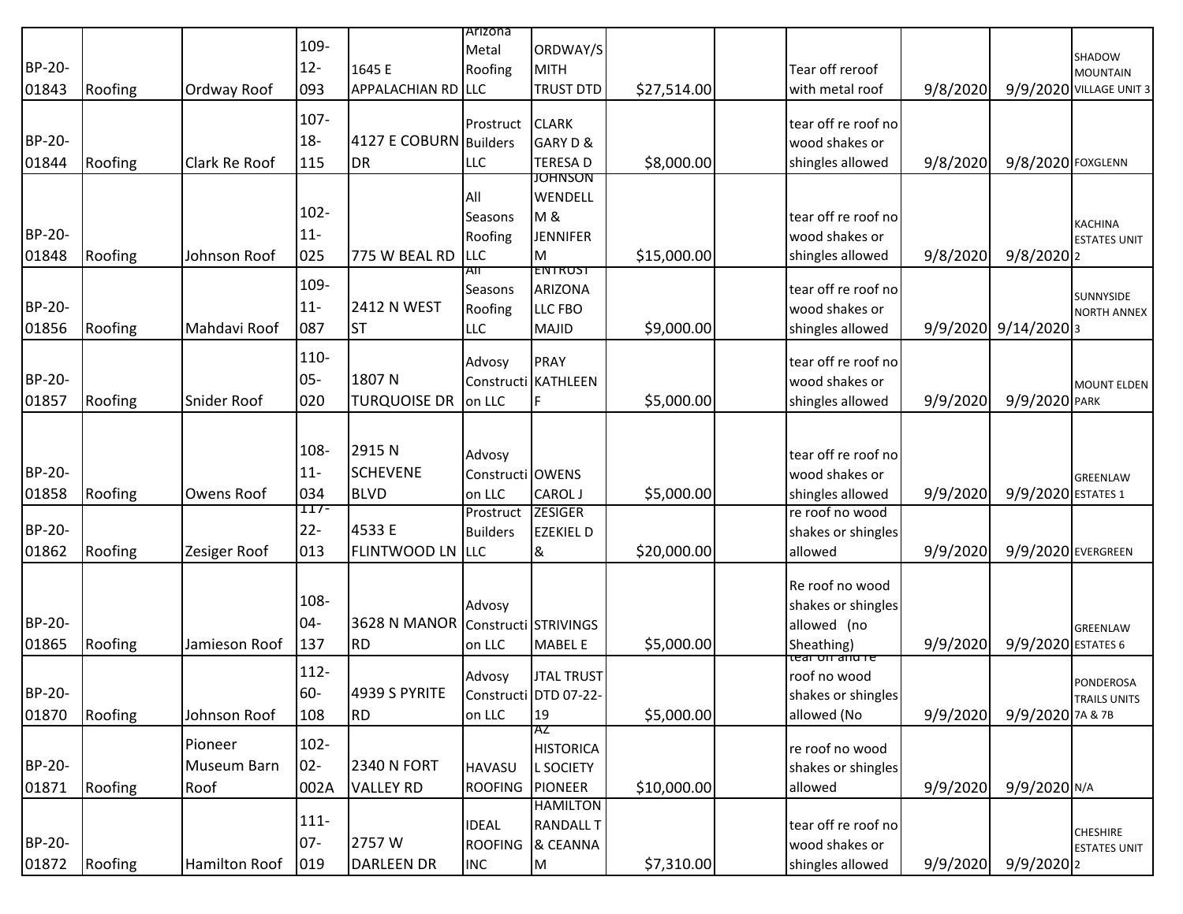| | | | | | | | | | | | | |
|---|---|---|---|---|---|---|---|---|---|---|---|---|
| BP-20-01843 | Roofing | Ordway Roof | 109-12-093 | 1645 E APPALACHIAN RD | Arizona Metal Roofing LLC | ORDWAY/SMITH TRUST DTD | $27,514.00 | | Tear off reroof with metal roof | 9/8/2020 | 9/9/2020 | SHADOW MOUNTAIN VILLAGE UNIT 3 |
| BP-20-01844 | Roofing | Clark Re Roof | 107-18-115 | 4127 E COBURN DR | Prostruct Builders LLC | CLARK GARY D & TERESA D | $8,000.00 | | tear off re roof no wood shakes or shingles allowed | 9/8/2020 | 9/8/2020 | FOXGLENN |
| BP-20-01848 | Roofing | Johnson Roof | 102-11-025 | 775 W BEAL RD | All Seasons Roofing LLC | JOHNSON WENDELL M & JENNIFER M | $15,000.00 | | tear off re roof no wood shakes or shingles allowed | 9/8/2020 | 9/8/2020 | KACHINA ESTATES UNIT 2 |
| BP-20-01856 | Roofing | Mahdavi Roof | 109-11-087 | 2412 N WEST ST | All Seasons Roofing LLC | ENTRUST ARIZONA LLC FBO MAJID | $9,000.00 | | tear off re roof no wood shakes or shingles allowed | 9/9/2020 | 9/14/2020 | SUNNYSIDE NORTH ANNEX 3 |
| BP-20-01857 | Roofing | Snider Roof | 110-05-020 | 1807 N TURQUOISE DR | Advosy Construction LLC | PRAY KATHLEEN F | $5,000.00 | | tear off re roof no wood shakes or shingles allowed | 9/9/2020 | 9/9/2020 | MOUNT ELDEN PARK |
| BP-20-01858 | Roofing | Owens Roof | 108-11-034 | 2915 N SCHEVENE BLVD | Advosy Construction LLC | OWENS CAROL J | $5,000.00 | | tear off re roof no wood shakes or shingles allowed | 9/9/2020 | 9/9/2020 | GREENLAW ESTATES 1 |
| BP-20-01862 | Roofing | Zesiger Roof | 117-22-013 | 4533 E FLINTWOOD LN | Prostruct Builders LLC | ZESIGER EZEKIEL D & | $20,000.00 | | re roof no wood shakes or shingles allowed | 9/9/2020 | 9/9/2020 | EVERGREEN |
| BP-20-01865 | Roofing | Jamieson Roof | 108-04-137 | 3628 N MANOR RD | Advosy Construction LLC | STRIVINGS MABEL E | $5,000.00 | | Re roof no wood shakes or shingles allowed (no Sheathing) | 9/9/2020 | 9/9/2020 | GREENLAW ESTATES 6 |
| BP-20-01870 | Roofing | Johnson Roof | 112-60-108 | 4939 S PYRITE RD | Advosy Construction LLC | JTAL TRUST DTD 07-22-19 | $5,000.00 | | tear off and re roof no wood shakes or shingles allowed (No | 9/9/2020 | 9/9/2020 | PONDEROSA TRAILS UNITS 7A & 7B |
| BP-20-01871 | Roofing | Pioneer Museum Barn Roof | 102-02-002A | 2340 N FORT VALLEY RD | HAVASU ROOFING | AZ HISTORICAL SOCIETY PIONEER | $10,000.00 | | re roof no wood shakes or shingles allowed | 9/9/2020 | 9/9/2020 | N/A |
| BP-20-01872 | Roofing | Hamilton Roof | 111-07-019 | 2757 W DARLEEN DR | IDEAL ROOFING INC | HAMILTON RANDALL T & CEANNA M | $7,310.00 | | tear off re roof no wood shakes or shingles allowed | 9/9/2020 | 9/9/2020 | CHESHIRE ESTATES UNIT 2 |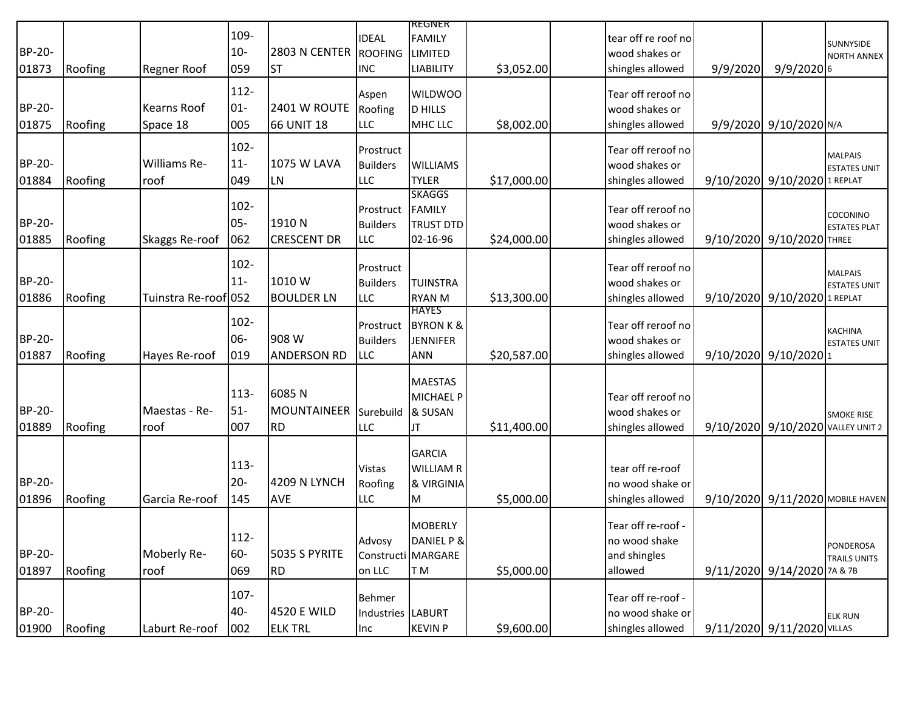| | | | | | | | | | | | | |
|---|---|---|---|---|---|---|---|---|---|---|---|---|
| BP-20-01873 | Roofing | Regner Roof | 109-10-059 | 2803 N CENTER ST | IDEAL ROOFING INC | REGNER FAMILY LIMITED LIABILITY | $3,052.00 | | tear off re roof no wood shakes or shingles allowed | 9/9/2020 | 9/9/2020 | SUNNYSIDE NORTH ANNEX 6 |
| BP-20-01875 | Roofing | Kearns Roof Space 18 | 112-01-005 | 2401 W ROUTE 66 UNIT 18 | Aspen Roofing LLC | WILDWOOD HILLS MHC LLC | $8,002.00 | | Tear off reroof no wood shakes or shingles allowed | 9/9/2020 | 9/10/2020 | N/A |
| BP-20-01884 | Roofing | Williams Re-roof | 102-11-049 | 1075 W LAVA LN | Prostruct Builders LLC | WILLIAMS TYLER | $17,000.00 | | Tear off reroof no wood shakes or shingles allowed | 9/10/2020 | 9/10/2020 | MALPAIS ESTATES UNIT 1 REPLAT |
| BP-20-01885 | Roofing | Skaggs Re-roof | 102-05-062 | 1910 N CRESCENT DR | Prostruct Builders LLC | SKAGGS FAMILY TRUST DTD 02-16-96 | $24,000.00 | | Tear off reroof no wood shakes or shingles allowed | 9/10/2020 | 9/10/2020 | COCONINO ESTATES PLAT THREE |
| BP-20-01886 | Roofing | Tuinstra Re-roof | 102-11-052 | 1010 W BOULDER LN | Prostruct Builders LLC | TUINSTRA RYAN M | $13,300.00 | | Tear off reroof no wood shakes or shingles allowed | 9/10/2020 | 9/10/2020 | MALPAIS ESTATES UNIT 1 REPLAT |
| BP-20-01887 | Roofing | Hayes Re-roof | 102-06-019 | 908 W ANDERSON RD | Prostruct Builders LLC | HAYES BYRON K & JENNIFER ANN | $20,587.00 | | Tear off reroof no wood shakes or shingles allowed | 9/10/2020 | 9/10/2020 | KACHINA ESTATES UNIT 1 |
| BP-20-01889 | Roofing | Maestas - Re-roof | 113-51-007 | 6085 N MOUNTAINEER RD | Surebuild LLC | MAESTAS MICHAEL P & SUSAN JT | $11,400.00 | | Tear off reroof no wood shakes or shingles allowed | 9/10/2020 | 9/10/2020 | SMOKE RISE VALLEY UNIT 2 |
| BP-20-01896 | Roofing | Garcia Re-roof | 113-20-145 | 4209 N LYNCH AVE | Vistas Roofing LLC | GARCIA WILLIAM R & VIRGINIA M | $5,000.00 | | tear off re-roof no wood shake or shingles allowed | 9/10/2020 | 9/11/2020 | MOBILE HAVEN |
| BP-20-01897 | Roofing | Moberly Re-roof | 112-60-069 | 5035 S PYRITE RD | Advosy Construction LLC | MOBERLY DANIEL P & MARGARET M | $5,000.00 | | Tear off re-roof - no wood shake and shingles allowed | 9/11/2020 | 9/14/2020 | PONDEROSA TRAILS UNITS 7A & 7B |
| BP-20-01900 | Roofing | Laburt Re-roof | 107-40-002 | 4520 E WILD ELK TRL | Behmer Industries Inc | LABURT KEVIN P | $9,600.00 | | Tear off re-roof - no wood shake or shingles allowed | 9/11/2020 | 9/11/2020 | ELK RUN VILLAS |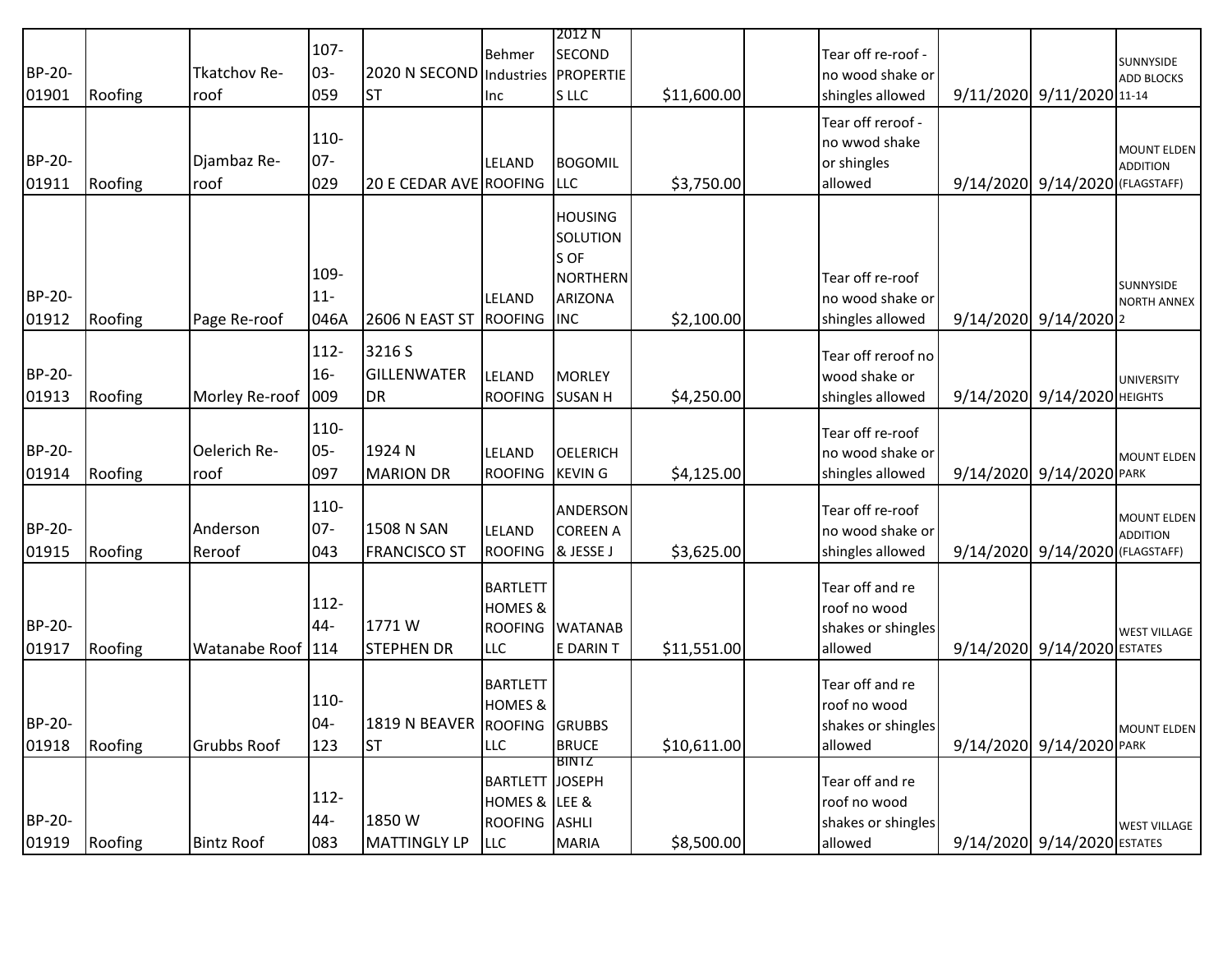| | | | | | | | | | | | | |
|---|---|---|---|---|---|---|---|---|---|---|---|---|
| BP-20-01901 | Roofing | Tkatchov Re-roof | 107-03-059 | 2020 N SECOND ST | Behmer Industries Inc | 2012 N SECOND PROPERTIES LLC | $11,600.00 | | Tear off re-roof - no wood shake or shingles allowed | 9/11/2020 | 9/11/2020 | SUNNYSIDE ADD BLOCKS 11-14 |
| BP-20-01911 | Roofing | Djambaz Re-roof | 110-07-029 | 20 E CEDAR AVE | LELAND ROOFING | BOGOMIL LLC | $3,750.00 | | Tear off reroof - no wwod shake or shingles allowed | 9/14/2020 | 9/14/2020 | MOUNT ELDEN ADDITION (FLAGSTAFF) |
| BP-20-01912 | Roofing | Page Re-roof | 109-11-046A | 2606 N EAST ST | LELAND ROOFING | HOUSING SOLUTIONS OF NORTHERN ARIZONA INC | $2,100.00 | | Tear off re-roof no wood shake or shingles allowed | 9/14/2020 | 9/14/2020 | SUNNYSIDE NORTH ANNEX 2 |
| BP-20-01913 | Roofing | Morley Re-roof | 112-16-009 | 3216 S GILLENWATER DR | LELAND ROOFING | MORLEY SUSAN H | $4,250.00 | | Tear off reroof no wood shake or shingles allowed | 9/14/2020 | 9/14/2020 | UNIVERSITY HEIGHTS |
| BP-20-01914 | Roofing | Oelerich Re-roof | 110-05-097 | 1924 N MARION DR | LELAND ROOFING | OELERICH KEVIN G | $4,125.00 | | Tear off re-roof no wood shake or shingles allowed | 9/14/2020 | 9/14/2020 | MOUNT ELDEN PARK |
| BP-20-01915 | Roofing | Anderson Reroof | 110-07-043 | 1508 N SAN FRANCISCO ST | LELAND ROOFING | ANDERSON COREEN A & JESSE J | $3,625.00 | | Tear off re-roof no wood shake or shingles allowed | 9/14/2020 | 9/14/2020 | MOUNT ELDEN ADDITION (FLAGSTAFF) |
| BP-20-01917 | Roofing | Watanabe Roof | 112-44-114 | 1771 W STEPHEN DR | BARTLETT HOMES & ROOFING LLC | WATANABE DARIN T | $11,551.00 | | Tear off and re roof no wood shakes or shingles allowed | 9/14/2020 | 9/14/2020 | WEST VILLAGE ESTATES |
| BP-20-01918 | Roofing | Grubbs Roof | 110-04-123 | 1819 N BEAVER ST | BARTLETT HOMES & ROOFING LLC | GRUBBS BRUCE | $10,611.00 | | Tear off and re roof no wood shakes or shingles allowed | 9/14/2020 | 9/14/2020 | MOUNT ELDEN PARK |
| BP-20-01919 | Roofing | Bintz Roof | 112-44-083 | 1850 W MATTINGLY LP | BARTLETT HOMES & ROOFING LLC | BINTZ JOSEPH LEE & ASHLI MARIA | $8,500.00 | | Tear off and re roof no wood shakes or shingles allowed | 9/14/2020 | 9/14/2020 | WEST VILLAGE ESTATES |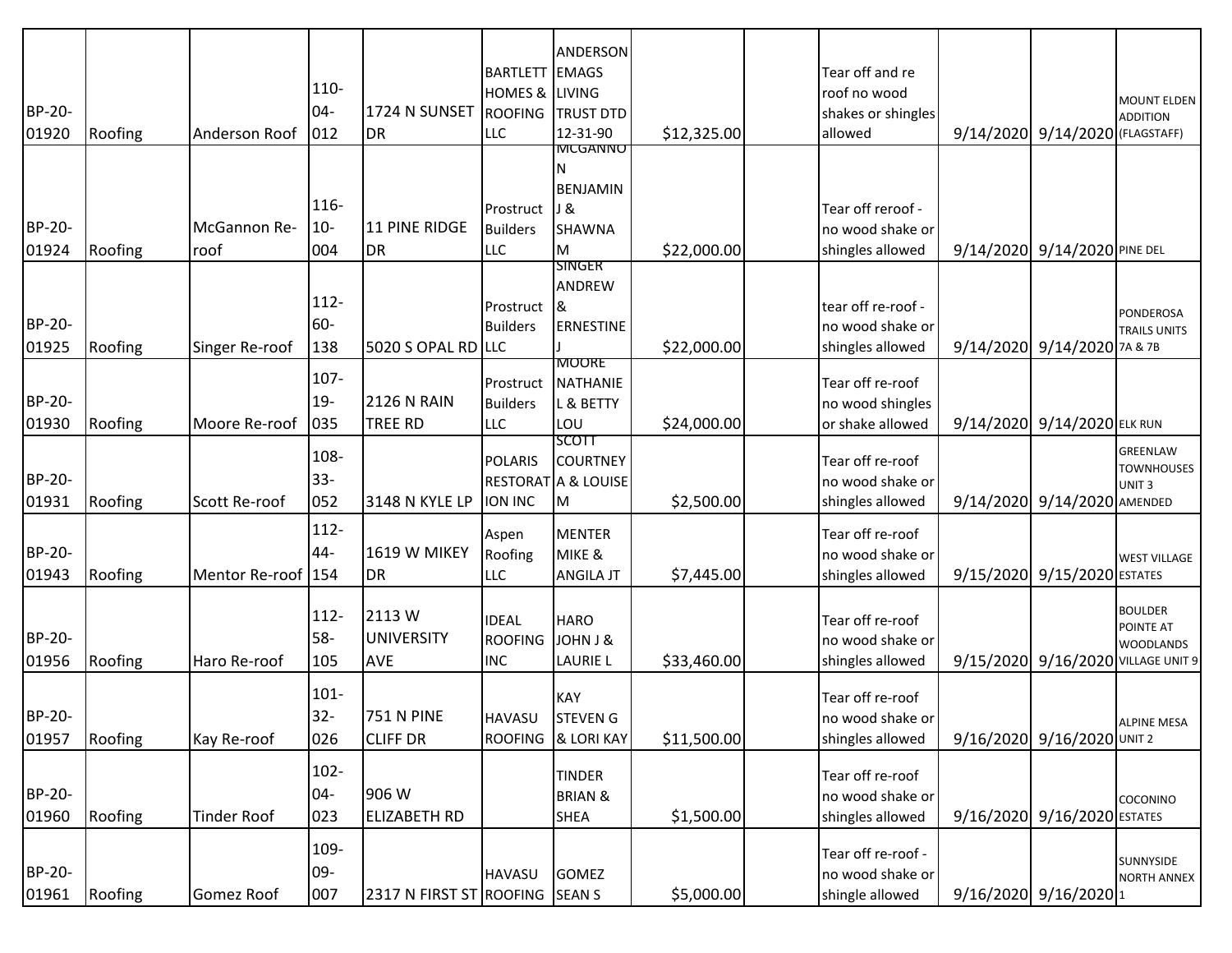| | | | | | | | | | | | | |
|---|---|---|---|---|---|---|---|---|---|---|---|---|
| BP-20-01920 | Roofing | Anderson Roof | 110-04-012 | 1724 N SUNSET DR | BARTLETT HOMES & ROOFING LLC | ANDERSON EMAGS LIVING TRUST DTD 12-31-90 | $12,325.00 | | Tear off and re roof no wood shakes or shingles allowed | 9/14/2020 | 9/14/2020 | MOUNT ELDEN ADDITION (FLAGSTAFF) |
| BP-20-01924 | Roofing | McGannon Re-roof | 116-10-004 | 11 PINE RIDGE DR | Prostruct Builders LLC | MCGANNON BENJAMIN J & SHAWNA M | $22,000.00 | | Tear off reroof - no wood shake or shingles allowed | 9/14/2020 | 9/14/2020 | PINE DEL |
| BP-20-01925 | Roofing | Singer Re-roof | 112-60-138 | 5020 S OPAL RD | Prostruct Builders LLC | SINGER ANDREW & ERNESTINE J | $22,000.00 | | tear off re-roof - no wood shake or shingles allowed | 9/14/2020 | 9/14/2020 | PONDEROSA TRAILS UNITS 7A & 7B |
| BP-20-01930 | Roofing | Moore Re-roof | 107-19-035 | 2126 N RAIN TREE RD | Prostruct Builders LLC | MOORE NATHANIEL & BETTY LOU | $24,000.00 | | Tear off re-roof no wood shingles or shake allowed | 9/14/2020 | 9/14/2020 | ELK RUN |
| BP-20-01931 | Roofing | Scott Re-roof | 108-33-052 | 3148 N KYLE LP | POLARIS RESTORATION INC | SCOTT COURTNEY A & LOUISE M | $2,500.00 | | Tear off re-roof no wood shake or shingles allowed | 9/14/2020 | 9/14/2020 | GREENLAW TOWNHOUSES UNIT 3 AMENDED |
| BP-20-01943 | Roofing | Mentor Re-roof | 112-44-154 | 1619 W MIKEY DR | Aspen Roofing LLC | MENTER MIKE & ANGILA JT | $7,445.00 | | Tear off re-roof no wood shake or shingles allowed | 9/15/2020 | 9/15/2020 | WEST VILLAGE ESTATES |
| BP-20-01956 | Roofing | Haro Re-roof | 112-58-105 | 2113 W UNIVERSITY AVE | IDEAL ROOFING INC | HARO JOHN J & LAURIE L | $33,460.00 | | Tear off re-roof no wood shake or shingles allowed | 9/15/2020 | 9/16/2020 | BOULDER POINTE AT WOODLANDS VILLAGE UNIT 9 |
| BP-20-01957 | Roofing | Kay Re-roof | 101-32-026 | 751 N PINE CLIFF DR | HAVASU ROOFING | KAY STEVEN G & LORI KAY | $11,500.00 | | Tear off re-roof no wood shake or shingles allowed | 9/16/2020 | 9/16/2020 | ALPINE MESA UNIT 2 |
| BP-20-01960 | Roofing | Tinder Roof | 102-04-023 | 906 W ELIZABETH RD | | TINDER BRIAN & SHEA | $1,500.00 | | Tear off re-roof no wood shake or shingles allowed | 9/16/2020 | 9/16/2020 | COCONINO ESTATES |
| BP-20-01961 | Roofing | Gomez Roof | 109-09-007 | 2317 N FIRST ST | HAVASU ROOFING | GOMEZ SEAN S | $5,000.00 | | Tear off re-roof - no wood shake or shingle allowed | 9/16/2020 | 9/16/2020 | SUNNYSIDE NORTH ANNEX 1 |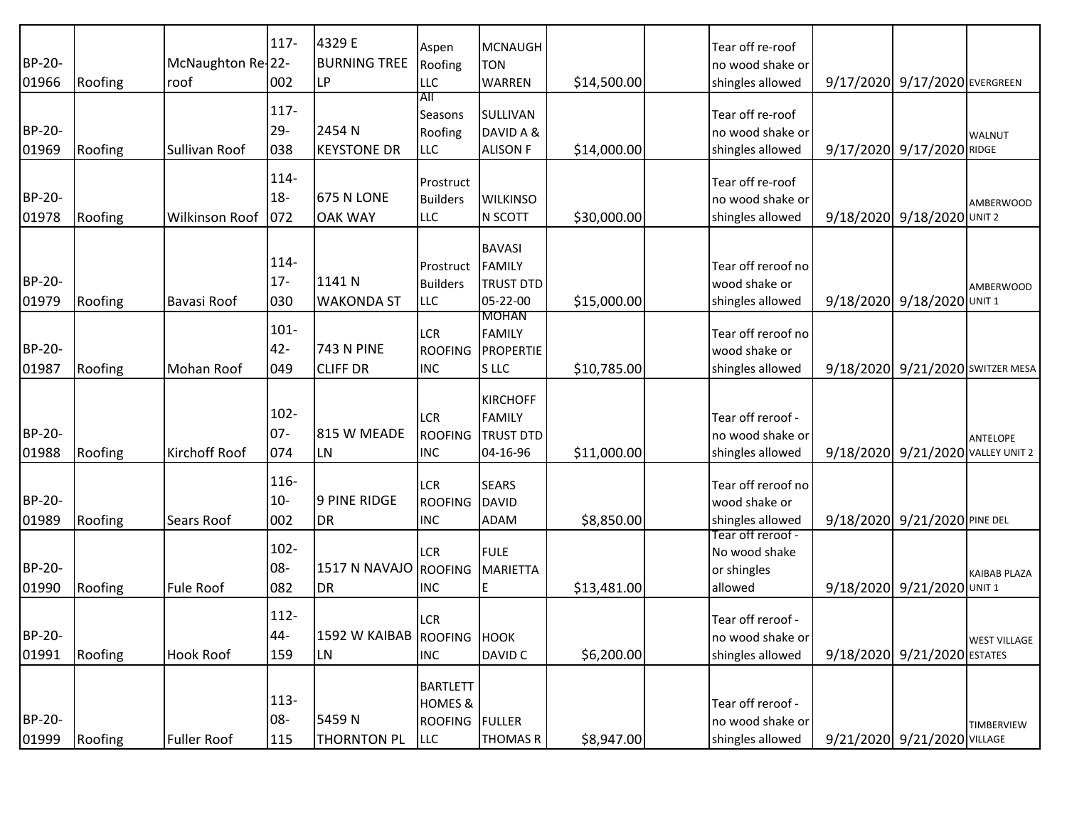| | | | | | | | | | | | | |
|---|---|---|---|---|---|---|---|---|---|---|---|---|
| BP-20-01966 | Roofing | McNaughton Re-roof | 117-22-002 | 4329 E BURNING TREE LP | Aspen Roofing LLC | MCNAUGHTON WARREN | $14,500.00 | | Tear off re-roof no wood shake or shingles allowed | 9/17/2020 | 9/17/2020 | EVERGREEN |
| BP-20-01969 | Roofing | Sullivan Roof | 117-29-038 | 2454 N KEYSTONE DR | All Seasons Roofing LLC | SULLIVAN DAVID A & ALISON F | $14,000.00 | | Tear off re-roof no wood shake or shingles allowed | 9/17/2020 | 9/17/2020 | WALNUT RIDGE |
| BP-20-01978 | Roofing | Wilkinson Roof | 114-18-072 | 675 N LONE OAK WAY | Prostruct Builders LLC | WILKINSON SCOTT | $30,000.00 | | Tear off re-roof no wood shake or shingles allowed | 9/18/2020 | 9/18/2020 | AMBERWOOD UNIT 2 |
| BP-20-01979 | Roofing | Bavasi Roof | 114-17-030 | 1141 N WAKONDA ST | Prostruct Builders LLC | BAVASI FAMILY TRUST DTD 05-22-00 | $15,000.00 | | Tear off reroof no wood shake or shingles allowed | 9/18/2020 | 9/18/2020 | AMBERWOOD UNIT 1 |
| BP-20-01987 | Roofing | Mohan Roof | 101-42-049 | 743 N PINE CLIFF DR | LCR ROOFING INC | MOHAN FAMILY PROPERTIES LLC | $10,785.00 | | Tear off reroof no wood shake or shingles allowed | 9/18/2020 | 9/21/2020 | SWITZER MESA |
| BP-20-01988 | Roofing | Kirchoff Roof | 102-07-074 | 815 W MEADE LN | LCR ROOFING INC | KIRCHOFF FAMILY TRUST DTD 04-16-96 | $11,000.00 | | Tear off reroof - no wood shake or shingles allowed | 9/18/2020 | 9/21/2020 | ANTELOPE VALLEY UNIT 2 |
| BP-20-01989 | Roofing | Sears Roof | 116-10-002 | 9 PINE RIDGE DR | LCR ROOFING INC | SEARS DAVID ADAM | $8,850.00 | | Tear off reroof no wood shake or shingles allowed | 9/18/2020 | 9/21/2020 | PINE DEL |
| BP-20-01990 | Roofing | Fule Roof | 102-08-082 | 1517 N NAVAJO DR | LCR ROOFING INC | FULE MARIETTA E | $13,481.00 | | Tear off reroof - No wood shake or shingles allowed | 9/18/2020 | 9/21/2020 | KAIBAB PLAZA UNIT 1 |
| BP-20-01991 | Roofing | Hook Roof | 112-44-159 | 1592 W KAIBAB LN | LCR ROOFING INC | HOOK DAVID C | $6,200.00 | | Tear off reroof - no wood shake or shingles allowed | 9/18/2020 | 9/21/2020 | WEST VILLAGE ESTATES |
| BP-20-01999 | Roofing | Fuller Roof | 113-08-115 | 5459 N THORNTON PL | BARTLETT HOMES & ROOFING LLC | FULLER THOMAS R | $8,947.00 | | Tear off reroof - no wood shake or shingles allowed | 9/21/2020 | 9/21/2020 | TIMBERVIEW VILLAGE |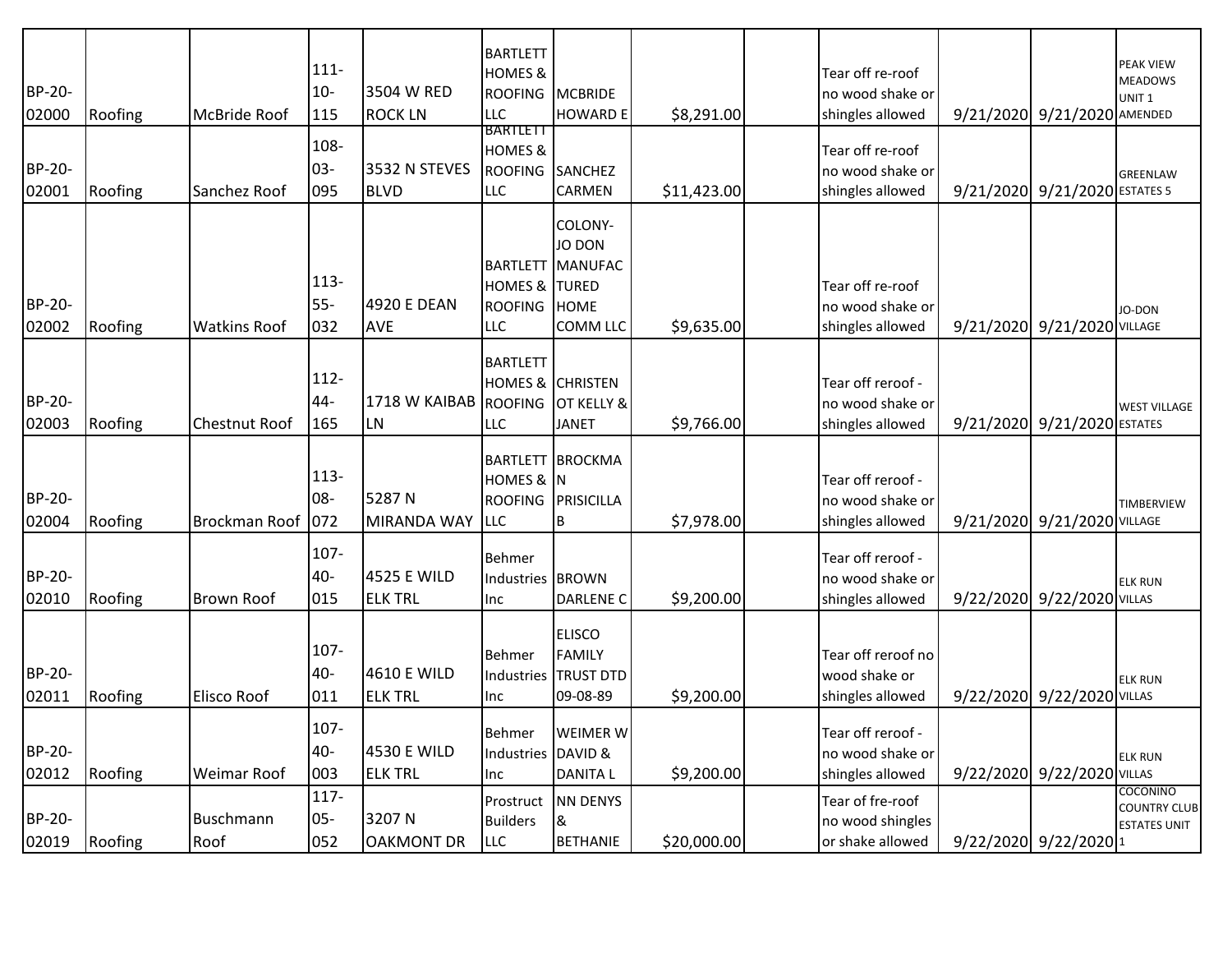| BP-20-02000 | Roofing | McBride Roof | 111-10-115 | 3504 W RED ROCK LN | BARTLETT HOMES & ROOFING LLC | MCBRIDE HOWARD E | $8,291.00 | | Tear off re-roof no wood shake or shingles allowed | 9/21/2020 | 9/21/2020 | PEAK VIEW MEADOWS UNIT 1 AMENDED |
|---|---|---|---|---|---|---|---|---|---|---|---|---|
| BP-20-02001 | Roofing | Sanchez Roof | 108-03-095 | 3532 N STEVES BLVD | BARTLETT HOMES & ROOFING LLC | SANCHEZ CARMEN | $11,423.00 | | Tear off re-roof no wood shake or shingles allowed | 9/21/2020 | 9/21/2020 | GREENLAW ESTATES 5 |
| BP-20-02002 | Roofing | Watkins Roof | 113-55-032 | 4920 E DEAN AVE | BARTLETT HOMES & ROOFING LLC | COLONY-JO DON MANUFACTURED HOME COMM LLC | $9,635.00 | | Tear off re-roof no wood shake or shingles allowed | 9/21/2020 | 9/21/2020 | JO-DON VILLAGE |
| BP-20-02003 | Roofing | Chestnut Roof | 112-44-165 | 1718 W KAIBAB LN | BARTLETT HOMES & ROOFING LLC | CHRISTENOT KELLY & JANET | $9,766.00 | | Tear off reroof - no wood shake or shingles allowed | 9/21/2020 | 9/21/2020 | WEST VILLAGE ESTATES |
| BP-20-02004 | Roofing | Brockman Roof | 113-08-072 | 5287 N MIRANDA WAY | BARTLETT HOMES & ROOFING LLC | BROCKMAN PRISICILLA B | $7,978.00 | | Tear off reroof - no wood shake or shingles allowed | 9/21/2020 | 9/21/2020 | TIMBERVIEW VILLAGE |
| BP-20-02010 | Roofing | Brown Roof | 107-40-015 | 4525 E WILD ELK TRL | Behmer Industries Inc | BROWN DARLENE C | $9,200.00 | | Tear off reroof - no wood shake or shingles allowed | 9/22/2020 | 9/22/2020 | ELK RUN VILLAS |
| BP-20-02011 | Roofing | Elisco Roof | 107-40-011 | 4610 E WILD ELK TRL | Behmer Industries Inc | ELISCO FAMILY TRUST DTD 09-08-89 | $9,200.00 | | Tear off reroof no wood shake or shingles allowed | 9/22/2020 | 9/22/2020 | ELK RUN VILLAS |
| BP-20-02012 | Roofing | Weimar Roof | 107-40-003 | 4530 E WILD ELK TRL | Behmer Industries Inc | WEIMER W DAVID & DANITA L | $9,200.00 | | Tear off reroof - no wood shake or shingles allowed | 9/22/2020 | 9/22/2020 | ELK RUN VILLAS |
| BP-20-02019 | Roofing | Buschmann Roof | 117-05-052 | 3207 N OAKMONT DR | Prostruct Builders LLC | NN DENYS & BETHANIE | $20,000.00 | | Tear of fre-roof no wood shingles or shake allowed | 9/22/2020 | 9/22/2020 | COCONINO COUNTRY CLUB ESTATES UNIT 1 |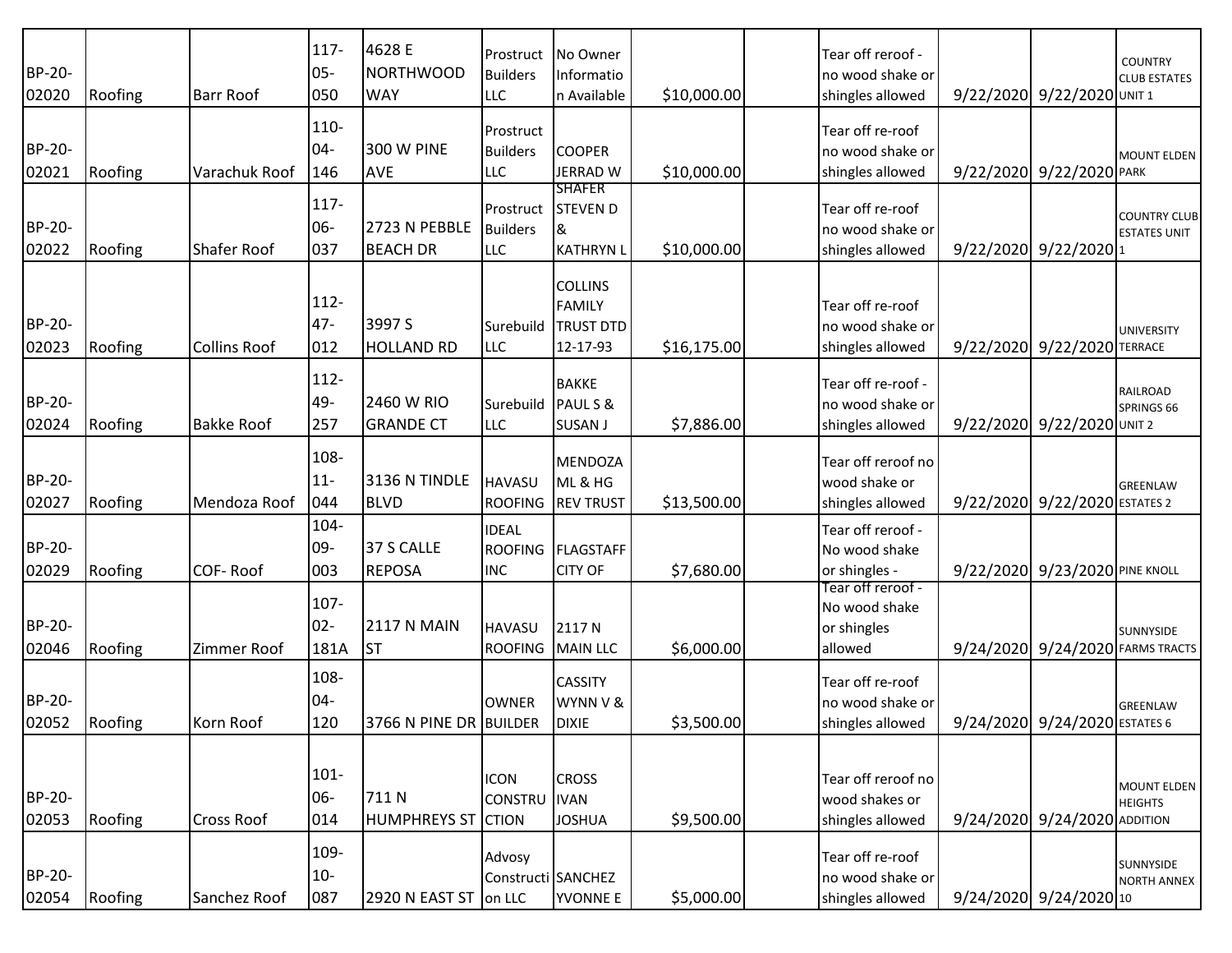| | | | | | | | | | | | | |
|---|---|---|---|---|---|---|---|---|---|---|---|---|
| BP-20-02020 | Roofing | Barr Roof | 117-05-050 | 4628 E NORTHWOOD WAY | Prostruct Builders LLC | No Owner Information Available | $10,000.00 | | Tear off reroof - no wood shake or shingles allowed | 9/22/2020 | 9/22/2020 | COUNTRY CLUB ESTATES UNIT 1 |
| BP-20-02021 | Roofing | Varachuk Roof | 110-04-146 | 300 W PINE AVE | Prostruct Builders LLC | COOPER JERRAD W | $10,000.00 | | Tear off re-roof no wood shake or shingles allowed | 9/22/2020 | 9/22/2020 | MOUNT ELDEN PARK |
| BP-20-02022 | Roofing | Shafer Roof | 117-06-037 | 2723 N PEBBLE BEACH DR | Prostruct Builders LLC | SHAFER STEVEN D & KATHRYN L | $10,000.00 | | Tear off re-roof no wood shake or shingles allowed | 9/22/2020 | 9/22/2020 | COUNTRY CLUB ESTATES UNIT 1 |
| BP-20-02023 | Roofing | Collins Roof | 112-47-012 | 3997 S HOLLAND RD | Surebuild LLC | COLLINS FAMILY TRUST DTD 12-17-93 | $16,175.00 | | Tear off re-roof no wood shake or shingles allowed | 9/22/2020 | 9/22/2020 | UNIVERSITY TERRACE |
| BP-20-02024 | Roofing | Bakke Roof | 112-49-257 | 2460 W RIO GRANDE CT | Surebuild LLC | BAKKE PAUL S & SUSAN J | $7,886.00 | | Tear off re-roof - no wood shake or shingles allowed | 9/22/2020 | 9/22/2020 | RAILROAD SPRINGS 66 UNIT 2 |
| BP-20-02027 | Roofing | Mendoza Roof | 108-11-044 | 3136 N TINDLE BLVD | HAVASU ROOFING | MENDOZA ML & HG REV TRUST | $13,500.00 | | Tear off reroof no wood shake or shingles allowed | 9/22/2020 | 9/22/2020 | GREENLAW ESTATES 2 |
| BP-20-02029 | Roofing | COF- Roof | 104-09-003 | 37 S CALLE REPOSA | IDEAL ROOFING INC | FLAGSTAFF CITY OF | $7,680.00 | | Tear off reroof - No wood shake or shingles - | 9/22/2020 | 9/23/2020 | PINE KNOLL |
| BP-20-02046 | Roofing | Zimmer Roof | 107-02-181A | 2117 N MAIN ST | HAVASU ROOFING | 2117 N MAIN LLC | $6,000.00 | | Tear off reroof - No wood shake or shingles allowed | 9/24/2020 | 9/24/2020 | SUNNYSIDE FARMS TRACTS |
| BP-20-02052 | Roofing | Korn Roof | 108-04-120 | 3766 N PINE DR | OWNER BUILDER | CASSITY WYNN V & DIXIE | $3,500.00 | | Tear off re-roof no wood shake or shingles allowed | 9/24/2020 | 9/24/2020 | GREENLAW ESTATES 6 |
| BP-20-02053 | Roofing | Cross Roof | 101-06-014 | 711 N HUMPHREYS ST | ICON CONSTRUCTION | CROSS IVAN JOSHUA | $9,500.00 | | Tear off reroof no wood shakes or shingles allowed | 9/24/2020 | 9/24/2020 | MOUNT ELDEN HEIGHTS ADDITION |
| BP-20-02054 | Roofing | Sanchez Roof | 109-10-087 | 2920 N EAST ST | Advosy Construction LLC | SANCHEZ YVONNE E | $5,000.00 | | Tear off re-roof no wood shake or shingles allowed | 9/24/2020 | 9/24/2020 | SUNNYSIDE NORTH ANNEX 10 |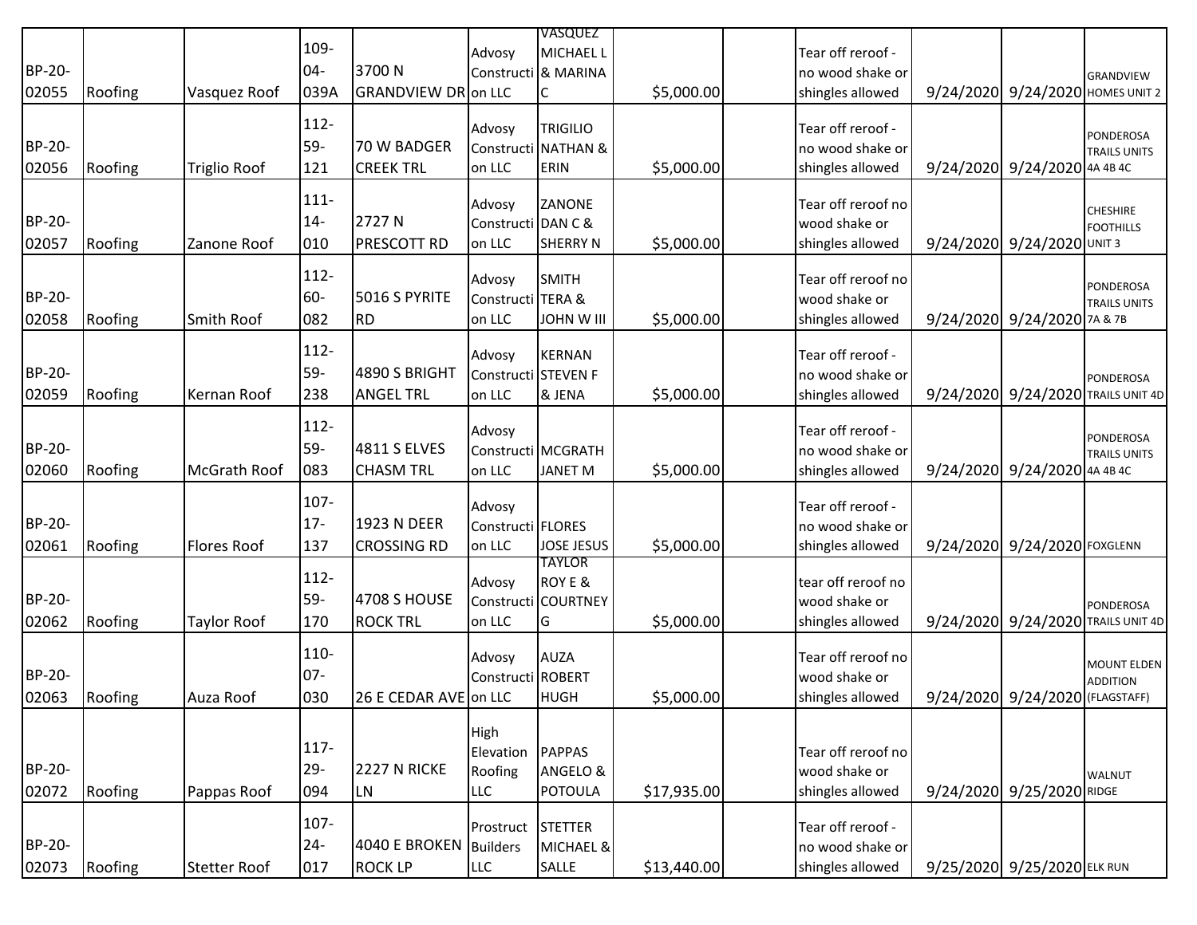| | | | | | | | | | | | | |
|---|---|---|---|---|---|---|---|---|---|---|---|---|
| BP-20-02055 | Roofing | Vasquez Roof | 109-04-039A | 3700 N GRANDVIEW DR | Advosy Construction LLC | VASQUEZ MICHAEL L & MARINA C | $5,000.00 | | Tear off reroof - no wood shake or shingles allowed | 9/24/2020 | 9/24/2020 | GRANDVIEW HOMES UNIT 2 |
| BP-20-02056 | Roofing | Triglio Roof | 112-59-121 | 70 W BADGER CREEK TRL | Advosy Construction LLC | TRIGILIO NATHAN & ERIN | $5,000.00 | | Tear off reroof - no wood shake or shingles allowed | 9/24/2020 | 9/24/2020 | PONDEROSA TRAILS UNITS 4A 4B 4C |
| BP-20-02057 | Roofing | Zanone Roof | 111-14-010 | 2727 N PRESCOTT RD | Advosy Construction LLC | ZANONE DAN C & SHERRY N | $5,000.00 | | Tear off reroof no wood shake or shingles allowed | 9/24/2020 | 9/24/2020 | CHESHIRE FOOTHILLS UNIT 3 |
| BP-20-02058 | Roofing | Smith Roof | 112-60-082 | 5016 S PYRITE RD | Advosy Construction LLC | SMITH TERA & JOHN W III | $5,000.00 | | Tear off reroof no wood shake or shingles allowed | 9/24/2020 | 9/24/2020 | PONDEROSA TRAILS UNITS 7A & 7B |
| BP-20-02059 | Roofing | Kernan Roof | 112-59-238 | 4890 S BRIGHT ANGEL TRL | Advosy Construction LLC | KERNAN STEVEN F & JENA | $5,000.00 | | Tear off reroof - no wood shake or shingles allowed | 9/24/2020 | 9/24/2020 | PONDEROSA TRAILS UNIT 4D |
| BP-20-02060 | Roofing | McGrath Roof | 112-59-083 | 4811 S ELVES CHASM TRL | Advosy Construction LLC | MCGRATH JANET M | $5,000.00 | | Tear off reroof - no wood shake or shingles allowed | 9/24/2020 | 9/24/2020 | PONDEROSA TRAILS UNITS 4A 4B 4C |
| BP-20-02061 | Roofing | Flores Roof | 107-17-137 | 1923 N DEER CROSSING RD | Advosy Construction LLC | FLORES JOSE JESUS | $5,000.00 | | Tear off reroof - no wood shake or shingles allowed | 9/24/2020 | 9/24/2020 | FOXGLENN |
| BP-20-02062 | Roofing | Taylor Roof | 112-59-170 | 4708 S HOUSE ROCK TRL | Advosy Construction LLC | TAYLOR ROY E & COURTNEY G | $5,000.00 | | tear off reroof no wood shake or shingles allowed | 9/24/2020 | 9/24/2020 | PONDEROSA TRAILS UNIT 4D |
| BP-20-02063 | Roofing | Auza Roof | 110-07-030 | 26 E CEDAR AVE | Advosy Construction LLC | AUZA ROBERT HUGH | $5,000.00 | | Tear off reroof no wood shake or shingles allowed | 9/24/2020 | 9/24/2020 | MOUNT ELDEN ADDITION (FLAGSTAFF) |
| BP-20-02072 | Roofing | Pappas Roof | 117-29-094 | 2227 N RICKE LN | High Elevation Roofing LLC | PAPPAS ANGELO & POTOULA | $17,935.00 | | Tear off reroof no wood shake or shingles allowed | 9/24/2020 | 9/25/2020 | WALNUT RIDGE |
| BP-20-02073 | Roofing | Stetter Roof | 107-24-017 | 4040 E BROKEN ROCK LP | Prostruct Builders LLC | STETTER MICHAEL & SALLE | $13,440.00 | | Tear off reroof - no wood shake or shingles allowed | 9/25/2020 | 9/25/2020 | ELK RUN |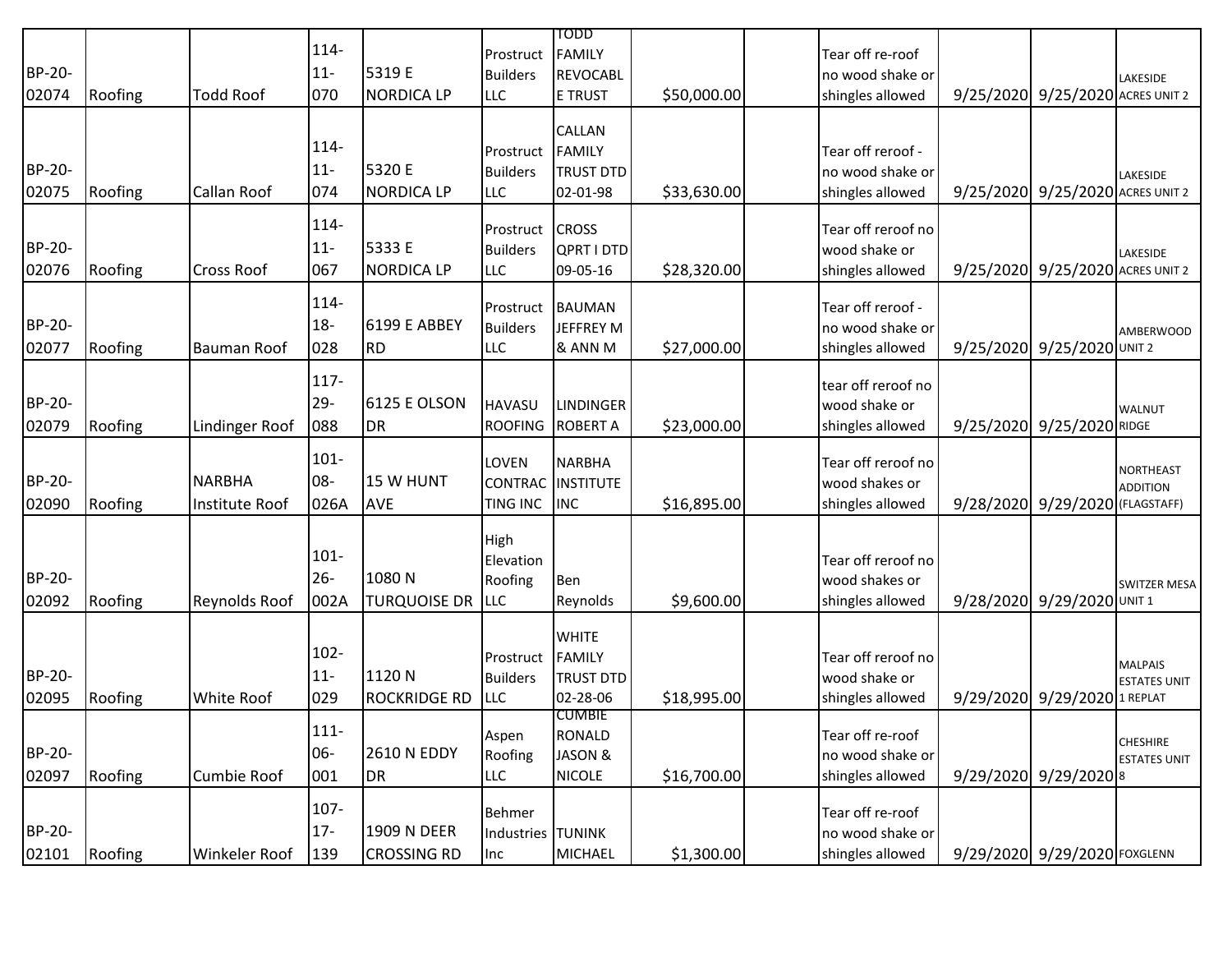| | | | | | | | | | | | | |
|---|---|---|---|---|---|---|---|---|---|---|---|---|
| BP-20-02074 | Roofing | Todd Roof | 114-11-070 | 5319 E NORDICA LP | Prostruct Builders LLC | TODD FAMILY REVOCABLE TRUST | $50,000.00 | | Tear off re-roof no wood shake or shingles allowed | 9/25/2020 | 9/25/2020 | LAKESIDE ACRES UNIT 2 |
| BP-20-02075 | Roofing | Callan Roof | 114-11-074 | 5320 E NORDICA LP | Prostruct Builders LLC | CALLAN FAMILY TRUST DTD 02-01-98 | $33,630.00 | | Tear off reroof - no wood shake or shingles allowed | 9/25/2020 | 9/25/2020 | LAKESIDE ACRES UNIT 2 |
| BP-20-02076 | Roofing | Cross Roof | 114-11-067 | 5333 E NORDICA LP | Prostruct Builders LLC | CROSS QPRT I DTD 09-05-16 | $28,320.00 | | Tear off reroof no wood shake or shingles allowed | 9/25/2020 | 9/25/2020 | LAKESIDE ACRES UNIT 2 |
| BP-20-02077 | Roofing | Bauman Roof | 114-18-028 | 6199 E ABBEY RD | Prostruct Builders LLC | BAUMAN JEFFREY M & ANN M | $27,000.00 | | Tear off reroof - no wood shake or shingles allowed | 9/25/2020 | 9/25/2020 | AMBERWOOD UNIT 2 |
| BP-20-02079 | Roofing | Lindinger Roof | 117-29-088 | 6125 E OLSON DR | HAVASU ROOFING | LINDINGER ROBERT A | $23,000.00 | | tear off reroof no wood shake or shingles allowed | 9/25/2020 | 9/25/2020 | WALNUT RIDGE |
| BP-20-02090 | Roofing | NARBHA Institute Roof | 101-08-026A | 15 W HUNT AVE | LOVEN CONTRACTING INC | NARBHA INSTITUTE INC | $16,895.00 | | Tear off reroof no wood shakes or shingles allowed | 9/28/2020 | 9/29/2020 | NORTHEAST ADDITION (FLAGSTAFF) |
| BP-20-02092 | Roofing | Reynolds Roof | 101-26-002A | 1080 N TURQUOISE DR | High Elevation Roofing LLC | Ben Reynolds | $9,600.00 | | Tear off reroof no wood shakes or shingles allowed | 9/28/2020 | 9/29/2020 | SWITZER MESA UNIT 1 |
| BP-20-02095 | Roofing | White Roof | 102-11-029 | 1120 N ROCKRIDGE RD | Prostruct Builders LLC | WHITE FAMILY TRUST DTD 02-28-06 | $18,995.00 | | Tear off reroof no wood shake or shingles allowed | 9/29/2020 | 9/29/2020 | MALPAIS ESTATES UNIT 1 REPLAT |
| BP-20-02097 | Roofing | Cumbie Roof | 111-06-001 | 2610 N EDDY DR | Aspen Roofing LLC | CUMBIE RONALD JASON & NICOLE | $16,700.00 | | Tear off re-roof no wood shake or shingles allowed | 9/29/2020 | 9/29/2020 | CHESHIRE ESTATES UNIT 8 |
| BP-20-02101 | Roofing | Winkeler Roof | 107-17-139 | 1909 N DEER CROSSING RD | Behmer Industries Inc | TUNINK MICHAEL | $1,300.00 | | Tear off re-roof no wood shake or shingles allowed | 9/29/2020 | 9/29/2020 | FOXGLENN |